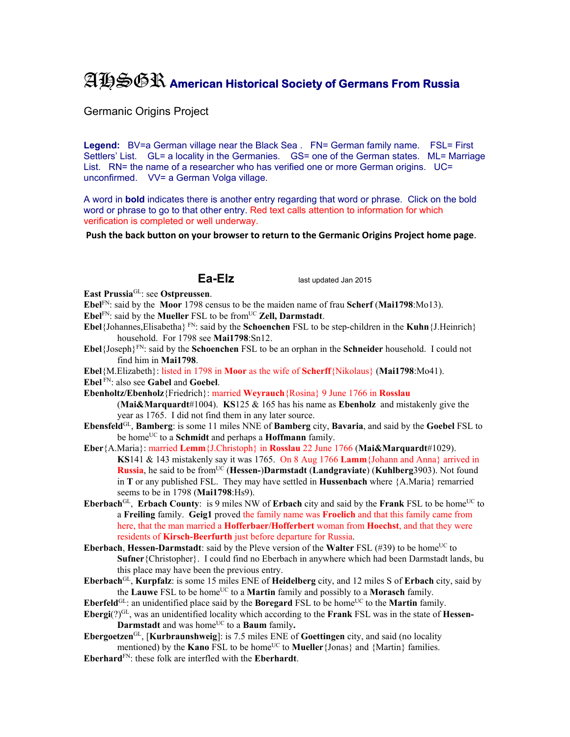# AHSGR American Historical Society of Germans From Russia

Germanic Origins Project

**Legend:** BV=a German village near the Black Sea . FN= German family name. FSL= First Settlers' List. GL= a locality in the Germanies. GS= one of the German states. ML= Marriage List. RN= the name of a researcher who has verified one or more German origins. UC= unconfirmed. VV= a German Volga village.

A word in **bold** indicates there is another entry regarding that word or phrase. Click on the bold word or phrase to go to that other entry. Red text calls attention to information for which verification is completed or well underway.

**Push the back button on your browser to return to the Germanic Origins Project home page**.

## Ea-Elz

last updated Jan 2015

**East Prussia**GL: see **Ostpreussen**.

**Ebel**FN: said by the **Moor** 1798 census to be the maiden name of frau **Scherf** (**Mai1798**:Mo13).

**Ebel**FN: said by the **Mueller** FSL to be fromUC **Zell, Darmstadt**.

**Ebel**{Johannes,Elisabetha} FN: said by the **Schoenchen** FSL to be step-children in the **Kuhn**{J.Heinrich} household. For 1798 see **Mai1798**:Sn12.

**Ebel**{Joseph}FN: said by the **Schoenchen** FSL to be an orphan in the **Schneider** household. I could not find him in **Mai1798**.

**Ebel**{M.Elizabeth}: listed in 1798 in **Moor** as the wife of **Scherff**{Nikolaus} (**Mai1798**:Mo41).

**Ebel** FN: also see **Gabel** and **Goebel**.

**Ebenholtz/Ebenholz**{Friedrich}: married **Weyrauch**{Rosina} 9 June 1766 in **Rosslau** (**Mai&Marquardt**#1004). **KS**125 & 165 has his name as **Ebenholz** and mistakenly give the year as 1765. I did not find them in any later source.

**Ebensfeld**GL, **Bamberg**: is some 11 miles NNE of **Bamberg** city, **Bavaria**, and said by the **Goebel** FSL to be homeUC to a **Schmidt** and perhaps a **Hoffmann** family.

**Eber**{A.Maria}: married **Lemm**{J.Christoph} in **Rosslau** 22 June 1766 (**Mai&Marquardt**#1029). **KS**141 & 143 mistakenly say it was 1765. On 8 Aug 1766 **Lamm**{Johann and Anna} arrived in **Russia**, he said to be fromUC (**Hessen-**)**Darmstadt** (**Landgraviate**) (**Kuhlberg**3903). Not found in **T** or any published FSL. They may have settled in **Hussenbach** where {A.Maria} remarried seems to be in 1798 (**Mai1798**:Hs9).

**Eberbach**GL, **Erbach County**: is 9 miles NW of **Erbach** city and said by the **Frank** FSL to be homeUC to a **Freiling** family. **Geig1** proved the family name was **Froelich** and that this family came from here, that the man married a **Hofferbaer/Hofferbert** woman from **Hoechst**, and that they were residents of **Kirsch-Beerfurth** just before departure for Russia.

**Eberbach**, **Hessen-Darmstadt**: said by the Pleve version of the **Walter** FSL (#39) to be homeUC to **Sufner**{Christopher}. I could find no Eberbach in anywhere which had been Darmstadt lands, bu this place may have been the previous entry.

**Eberbach**GL, **Kurpfalz**: is some 15 miles ENE of **Heidelberg** city, and 12 miles S of **Erbach** city, said by the **Lauwe** FSL to be homeUC to a **Martin** family and possibly to a **Morasch** family.

**Eberfeld**GL: an unidentified place said by the **Boregard** FSL to be homeUC to the **Martin** family.

**Ebergi**(?)GL, was an unidentified locality which according to the **Frank** FSL was in the state of **Hessen-Darmstadt** and was homeUC to a **Baum** family**.**

**Ebergoetzen**GL, [**Kurbraunshweig**]: is 7.5 miles ENE of **Goettingen** city, and said (no locality mentioned) by the **Kano** FSL to be homeUC to **Mueller**{Jonas} and {Martin} families.

**Eberhard**FN: these folk are interfiled with the **Eberhardt**.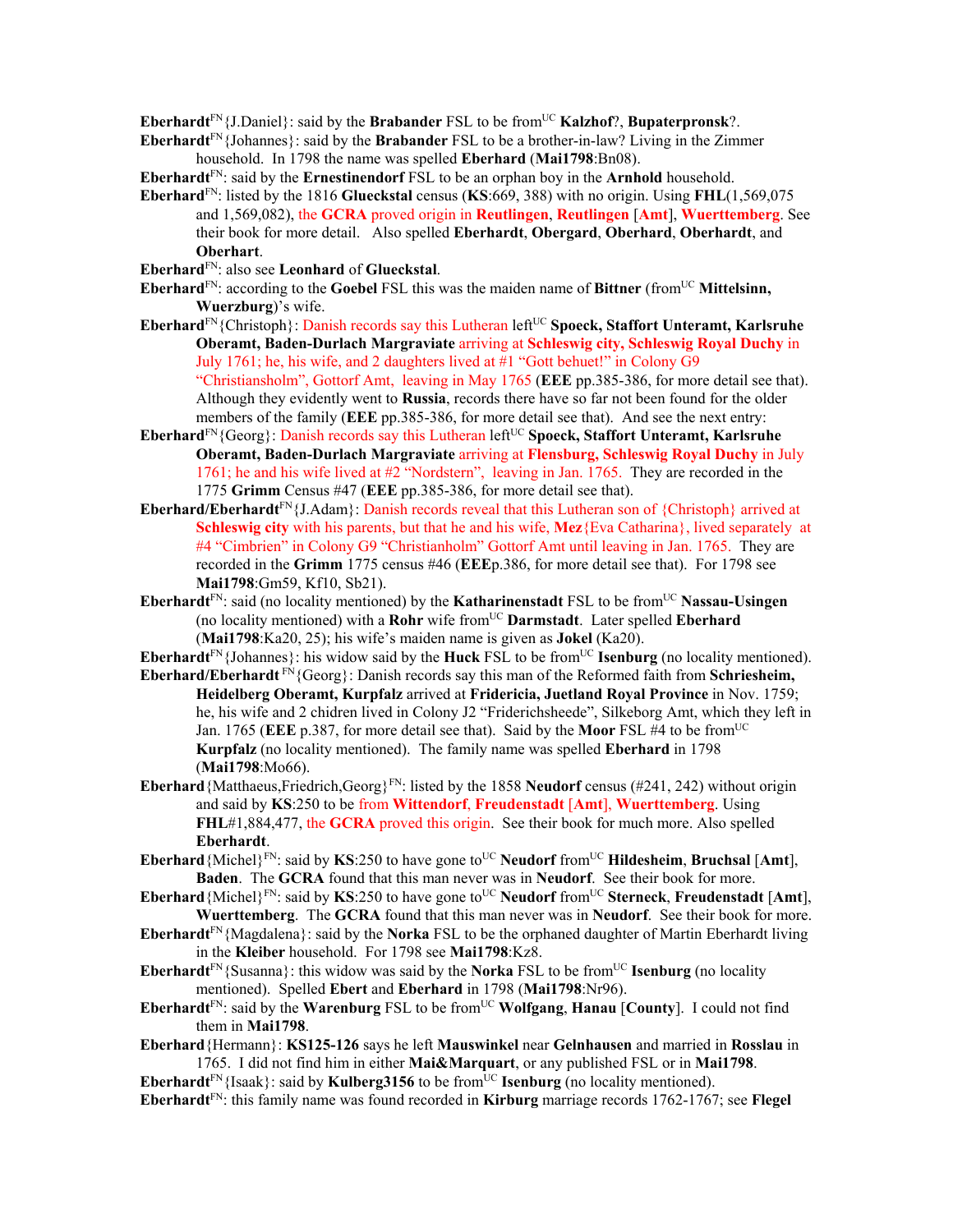**Eberhardt**[FN]{J.Daniel}: said by the **Brabander** FSL to be from[UC] **Kalzhof**?, **Bupaterpronsk**?.

**Eberhardt**[FN]{Johannes}: said by the **Brabander** FSL to be a brother-in-law? Living in the Zimmer household. In 1798 the name was spelled **Eberhard** (**Mai1798**:Bn08).

**Eberhardt**[FN]: said by the **Ernestinendorf** FSL to be an orphan boy in the **Arnhold** household.

**Eberhard**[FN]: listed by the 1816 **Glueckstal** census (**KS**:669, 388) with no origin. Using **FHL**(1,569,075 and 1,569,082), the **GCRA** proved origin in **Reutlingen**, **Reutlingen** [**Amt**], **Wuerttemberg**. See their book for more detail. Also spelled **Eberhardt**, **Obergard**, **Oberhard**, **Oberhardt**, and **Oberhart**.

**Eberhard**[FN]: also see **Leonhard** of **Glueckstal**.

**Eberhard**[FN]: according to the **Goebel** FSL this was the maiden name of **Bittner** (from[UC] **Mittelsinn, Wuerzburg**)'s wife.

**Eberhard**[FN]{Christoph}: Danish records say this Lutheran left[UC] **Spoeck, Staffort Unteramt, Karlsruhe Oberamt, Baden-Durlach Margraviate** arriving at **Schleswig city, Schleswig Royal Duchy** in July 1761; he, his wife, and 2 daughters lived at #1 "Gott behuet!" in Colony G9 "Christiansholm", Gottorf Amt, leaving in May 1765 (**EEE** pp.385-386, for more detail see that). Although they evidently went to **Russia**, records there have so far not been found for the older members of the family (**EEE** pp.385-386, for more detail see that). And see the next entry:

**Eberhard**[FN]{Georg}: Danish records say this Lutheran left[UC] **Spoeck, Staffort Unteramt, Karlsruhe Oberamt, Baden-Durlach Margraviate** arriving at **Flensburg, Schleswig Royal Duchy** in July 1761; he and his wife lived at #2 "Nordstern", leaving in Jan. 1765. They are recorded in the 1775 **Grimm** Census #47 (**EEE** pp.385-386, for more detail see that).

**Eberhard/Eberhardt**[FN]{J.Adam}: Danish records reveal that this Lutheran son of {Christoph} arrived at **Schleswig city** with his parents, but that he and his wife, **Mez**{Eva Catharina}, lived separately at #4 "Cimbrien" in Colony G9 "Christianholm" Gottorf Amt until leaving in Jan. 1765. They are recorded in the **Grimm** 1775 census #46 (**EEE**p.386, for more detail see that). For 1798 see **Mai1798**:Gm59, Kf10, Sb21).

**Eberhardt**[FN]: said (no locality mentioned) by the **Katharinenstadt** FSL to be from[UC] **Nassau-Usingen** (no locality mentioned) with a **Rohr** wife from[UC] **Darmstadt**. Later spelled **Eberhard** (**Mai1798**:Ka20, 25); his wife's maiden name is given as **Jokel** (Ka20).

**Eberhardt**[FN]{Johannes}: his widow said by the **Huck** FSL to be from[UC] **Isenburg** (no locality mentioned).

**Eberhard/Eberhardt** [FN]{Georg}: Danish records say this man of the Reformed faith from **Schriesheim, Heidelberg Oberamt, Kurpfalz** arrived at **Fridericia, Juetland Royal Province** in Nov. 1759; he, his wife and 2 chidren lived in Colony J2 "Friderichsheede", Silkeborg Amt, which they left in Jan. 1765 (**EEE** p.387, for more detail see that). Said by the **Moor** FSL #4 to be from[UC] **Kurpfalz** (no locality mentioned). The family name was spelled **Eberhard** in 1798 (**Mai1798**:Mo66).

**Eberhard**{Matthaeus,Friedrich,Georg}[FN]: listed by the 1858 **Neudorf** census (#241, 242) without origin and said by **KS**:250 to be from **Wittendorf**, **Freudenstadt** [**Amt**], **Wuerttemberg**. Using **FHL**#1,884,477, the **GCRA** proved this origin. See their book for much more. Also spelled **Eberhardt**.

**Eberhard**{Michel}[FN]: said by **KS**:250 to have gone to[UC] **Neudorf** from[UC] **Hildesheim**, **Bruchsal** [**Amt**], **Baden**. The **GCRA** found that this man never was in **Neudorf**. See their book for more.

**Eberhard**{Michel}[FN]: said by **KS**:250 to have gone to[UC] **Neudorf** from[UC] **Sterneck**, **Freudenstadt** [**Amt**], **Wuerttemberg**. The **GCRA** found that this man never was in **Neudorf**. See their book for more.

**Eberhardt**[FN]{Magdalena}: said by the **Norka** FSL to be the orphaned daughter of Martin Eberhardt living in the **Kleiber** household. For 1798 see **Mai1798**:Kz8.

**Eberhardt**[FN]{Susanna}: this widow was said by the **Norka** FSL to be from[UC] **Isenburg** (no locality mentioned). Spelled **Ebert** and **Eberhard** in 1798 (**Mai1798**:Nr96).

**Eberhardt**[FN]: said by the **Warenburg** FSL to be from[UC] **Wolfgang**, **Hanau** [**County**]. I could not find them in **Mai1798**.

**Eberhard**{Hermann}: **KS125-126** says he left **Mauswinkel** near **Gelnhausen** and married in **Rosslau** in 1765. I did not find him in either **Mai&Marquart**, or any published FSL or in **Mai1798**.

**Eberhardt**[FN]{Isaak}: said by **Kulberg3156** to be from[UC] **Isenburg** (no locality mentioned).

**Eberhardt**[FN]: this family name was found recorded in **Kirburg** marriage records 1762-1767; see **Flegel**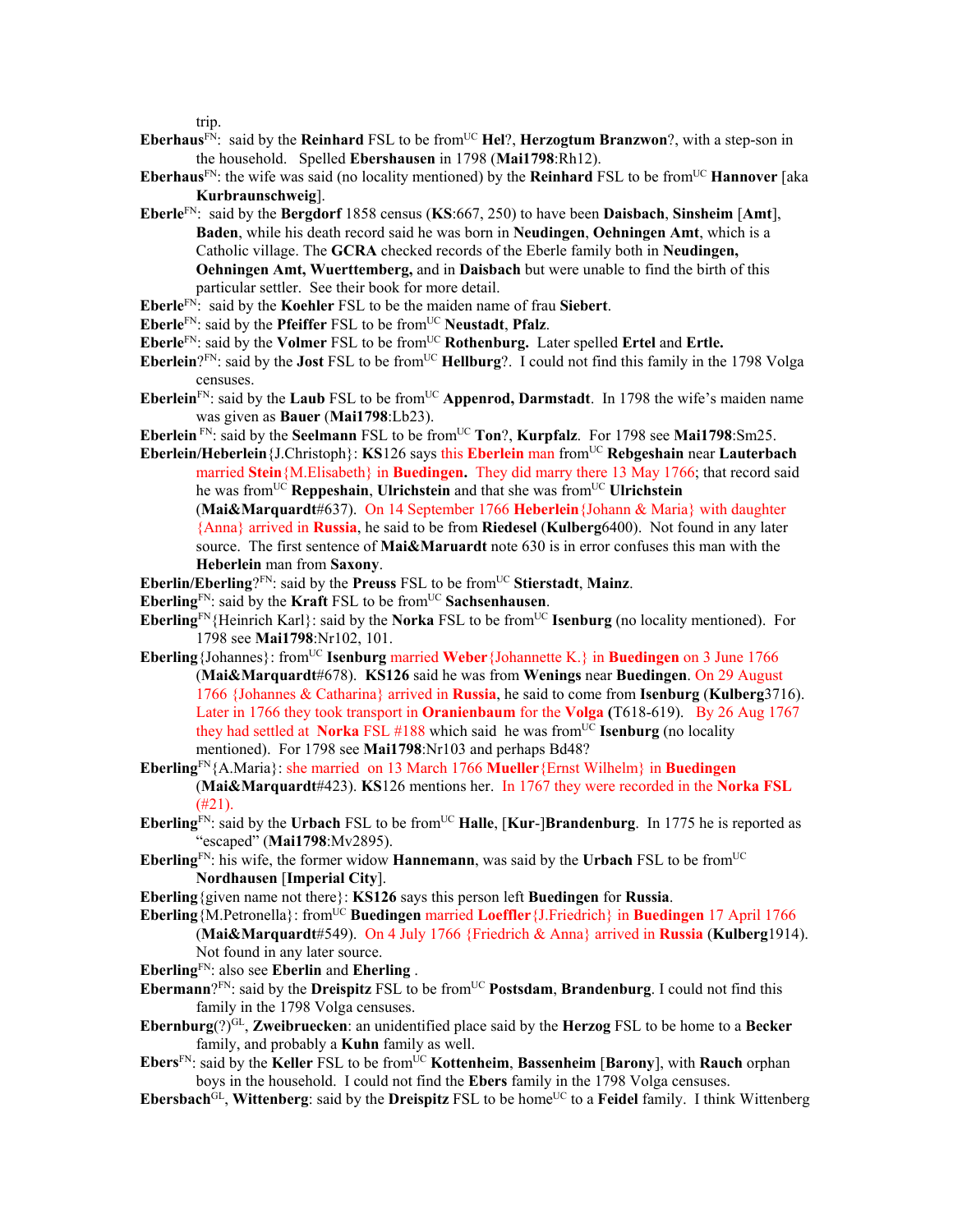trip.

**Eberhaus**FN: said by the **Reinhard** FSL to be fromUC **Hel**?, **Herzogtum Branzwon**?, with a step-son in the household. Spelled **Ebershausen** in 1798 (**Mai1798**:Rh12).

**Eberhaus**FN: the wife was said (no locality mentioned) by the **Reinhard** FSL to be fromUC **Hannover** [aka **Kurbraunschweig**].

**Eberle**FN: said by the **Bergdorf** 1858 census (**KS**:667, 250) to have been **Daisbach**, **Sinsheim** [**Amt**], **Baden**, while his death record said he was born in **Neudingen**, **Oehningen Amt**, which is a Catholic village. The **GCRA** checked records of the Eberle family both in **Neudingen, Oehningen Amt, Wuerttemberg,** and in **Daisbach** but were unable to find the birth of this particular settler. See their book for more detail.

**Eberle**FN: said by the **Koehler** FSL to be the maiden name of frau **Siebert**.

**Eberle**FN: said by the **Pfeiffer** FSL to be fromUC **Neustadt**, **Pfalz**.

**Eberle**FN: said by the **Volmer** FSL to be fromUC **Rothenburg.** Later spelled **Ertel** and **Ertle.**

**Eberlein**?FN: said by the **Jost** FSL to be fromUC **Hellburg**?. I could not find this family in the 1798 Volga censuses.

**Eberlein**FN: said by the **Laub** FSL to be fromUC **Appenrod, Darmstadt**. In 1798 the wife's maiden name was given as **Bauer** (**Mai1798**:Lb23).

**Eberlein** FN: said by the **Seelmann** FSL to be fromUC **Ton**?, **Kurpfalz**. For 1798 see **Mai1798**:Sm25.

**Eberlein/Heberlein**{J.Christoph}: **KS**126 says this **Eberlein** man fromUC **Rebgeshain** near **Lauterbach** married **Stein**{M.Elisabeth} in **Buedingen.** They did marry there 13 May 1766; that record said he was fromUC **Reppeshain**, **Ulrichstein** and that she was fromUC **Ulrichstein** (**Mai&Marquardt**#637). On 14 September 1766 **Heberlein**{Johann & Maria} with daughter {Anna} arrived in **Russia**, he said to be from **Riedesel** (**Kulberg**6400). Not found in any later source. The first sentence of **Mai&Maruardt** note 630 is in error confuses this man with the **Heberlein** man from **Saxony**.

**Eberlin/Eberling**?FN: said by the **Preuss** FSL to be fromUC **Stierstadt**, **Mainz**.

**Eberling**FN: said by the **Kraft** FSL to be fromUC **Sachsenhausen**.

**Eberling**FN{Heinrich Karl}: said by the **Norka** FSL to be fromUC **Isenburg** (no locality mentioned). For 1798 see **Mai1798**:Nr102, 101.

**Eberling**{Johannes}: fromUC **Isenburg** married **Weber**{Johannette K.} in **Buedingen** on 3 June 1766 (**Mai&Marquardt**#678). **KS126** said he was from **Wenings** near **Buedingen**. On 29 August 1766 {Johannes & Catharina} arrived in **Russia**, he said to come from **Isenburg** (**Kulberg**3716). Later in 1766 they took transport in **Oranienbaum** for the **Volga** (T618-619). By 26 Aug 1767 they had settled at **Norka** FSL #188 which said he was fromUC **Isenburg** (no locality mentioned). For 1798 see **Mai1798**:Nr103 and perhaps Bd48?

**Eberling**FN{A.Maria}: she married on 13 March 1766 **Mueller**{Ernst Wilhelm} in **Buedingen** (**Mai&Marquardt**#423). **KS**126 mentions her. In 1767 they were recorded in the **Norka FSL** (#21).

**Eberling**FN: said by the **Urbach** FSL to be fromUC **Halle**, [**Kur**-]**Brandenburg**. In 1775 he is reported as "escaped" (**Mai1798**:Mv2895).

**Eberling**FN: his wife, the former widow **Hannemann**, was said by the **Urbach** FSL to be fromUC **Nordhausen** [**Imperial City**].

**Eberling**{given name not there}: **KS126** says this person left **Buedingen** for **Russia**.

**Eberling**{M.Petronella}: fromUC **Buedingen** married **Loeffler**{J.Friedrich} in **Buedingen** 17 April 1766 (**Mai&Marquardt**#549). On 4 July 1766 {Friedrich & Anna} arrived in **Russia** (**Kulberg**1914). Not found in any later source.

**Eberling**FN: also see **Eberlin** and **Eherling** .

**Ebermann**?FN: said by the **Dreispitz** FSL to be fromUC **Postsdam**, **Brandenburg**. I could not find this family in the 1798 Volga censuses.

**Ebernburg**(?)GL, **Zweibruecken**: an unidentified place said by the **Herzog** FSL to be home to a **Becker** family, and probably a **Kuhn** family as well.

**Ebers**FN: said by the **Keller** FSL to be fromUC **Kottenheim**, **Bassenheim** [**Barony**], with **Rauch** orphan boys in the household. I could not find the **Ebers** family in the 1798 Volga censuses.

**Ebersbach**GL, **Wittenberg**: said by the **Dreispitz** FSL to be homeUC to a **Feidel** family. I think Wittenberg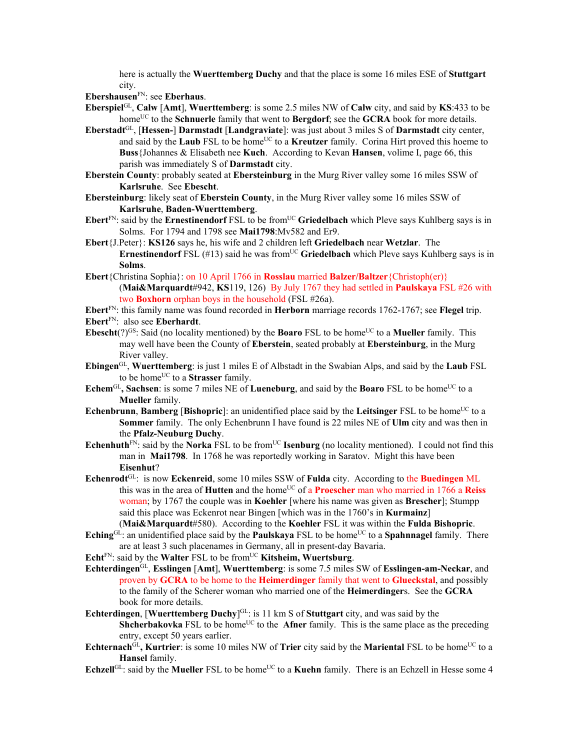here is actually the **Wuerttemberg Duchy** and that the place is some 16 miles ESE of **Stuttgart** city.

**Ebershausen**[FN]: see **Eberhaus**.

**Eberspiel**[GL], **Calw** [**Amt**], **Wuerttemberg**: is some 2.5 miles NW of **Calw** city, and said by **KS**:433 to be home[UC] to the **Schnuerle** family that went to **Bergdorf**; see the **GCRA** book for more details.

**Eberstadt**[GL], [**Hessen-**] **Darmstadt** [**Landgraviate**]: was just about 3 miles S of **Darmstadt** city center, and said by the **Laub** FSL to be home[UC] to a **Kreutzer** family. Corina Hirt proved this hoeme to **Buss**{Johannes & Elisabeth nee **Kuch**. According to Kevan **Hansen**, volime I, page 66, this parish was immediately S of **Darmstadt** city.

**Eberstein County**: probably seated at **Ebersteinburg** in the Murg River valley some 16 miles SSW of **Karlsruhe**. See **Ebescht**.

**Ebersteinburg**: likely seat of **Eberstein County**, in the Murg River valley some 16 miles SSW of **Karlsruhe**, **Baden-Wuerttemberg**.

**Ebert**[FN]: said by the **Ernestinendorf** FSL to be from[UC] **Griedelbach** which Pleve says Kuhlberg says is in Solms. For 1794 and 1798 see **Mai1798**:Mv582 and Er9.

**Ebert**{J.Peter}: **KS126** says he, his wife and 2 children left **Griedelbach** near **Wetzlar**. The **Ernestinendorf** FSL (#13) said he was from[UC] **Griedelbach** which Pleve says Kuhlberg says is in **Solms**.

**Ebert**{Christina Sophia}: on 10 April 1766 in **Rosslau** married **Balzer/Baltzer**{Christoph(er)} (**Mai&Marquardt**#942, **KS**119, 126) By July 1767 they had settled in **Paulskaya** FSL #26 with two **Boxhorn** orphan boys in the household (FSL #26a).

**Ebert**[FN]: this family name was found recorded in **Herborn** marriage records 1762-1767; see **Flegel** trip.

**Ebert**[FN]: also see **Eberhardt**.

**Ebescht**(?)[GS]: Said (no locality mentioned) by the **Boaro** FSL to be home[UC] to a **Mueller** family. This may well have been the County of **Eberstein**, seated probably at **Ebersteinburg**, in the Murg River valley.

**Ebingen**[GL], **Wuerttemberg**: is just 1 miles E of Albstadt in the Swabian Alps, and said by the **Laub** FSL to be home[UC] to a **Strasser** family.

**Echem**[GL]**, Sachsen**: is some 7 miles NE of **Lueneburg**, and said by the **Boaro** FSL to be home[UC] to a **Mueller** family.

**Echenbrunn**, **Bamberg** [**Bishopric**]: an unidentified place said by the **Leitsinger** FSL to be home[UC] to a **Sommer** family. The only Echenbrunn I have found is 22 miles NE of **Ulm** city and was then in the **Pfalz-Neuburg Duchy**.

**Echenhuth**[FN]: said by the **Norka** FSL to be from[UC] **Isenburg** (no locality mentioned). I could not find this man in **Mai1798**. In 1768 he was reportedly working in Saratov. Might this have been **Eisenhut**?

**Echenrodt**[GL]: is now **Eckenreid**, some 10 miles SSW of **Fulda** city. According to the **Buedingen** ML this was in the area of **Hutten** and the home[UC] of a **Proescher** man who married in 1766 a **Reiss** woman; by 1767 the couple was in **Koehler** [where his name was given as **Brescher**]; Stumpp said this place was Eckenrot near Bingen [which was in the 1760's in **Kurmainz**] (**Mai&Marquardt**#580). According to the **Koehler** FSL it was within the **Fulda Bishopric**.

**Eching**[GL]: an unidentified place said by the **Paulskaya** FSL to be home[UC] to a **Spahnnagel** family. There are at least 3 such placenames in Germany, all in present-day Bavaria.

**Echt**[FN]: said by the **Walter** FSL to be from[UC] **Kitsheim, Wuertsburg**.

**Echterdingen**[GL], **Esslingen** [**Amt**], **Wuerttemberg**: is some 7.5 miles SW of **Esslingen-am-Neckar**, and proven by **GCRA** to be home to the **Heimerdinger** family that went to **Glueckstal**, and possibly to the family of the Scherer woman who married one of the **Heimerdinger**s. See the **GCRA** book for more details.

**Echterdingen**, [**Wuerttemberg Duchy**][GL]: is 11 km S of **Stuttgart** city, and was said by the **Shcherbakovka** FSL to be home[UC] to the **Afner** family. This is the same place as the preceding entry, except 50 years earlier.

**Echternach**[GL]**, Kurtrier**: is some 10 miles NW of **Trier** city said by the **Mariental** FSL to be home[UC] to a **Hansel** family.

**Echzell**[GL]: said by the **Mueller** FSL to be home[UC] to a **Kuehn** family. There is an Echzell in Hesse some 4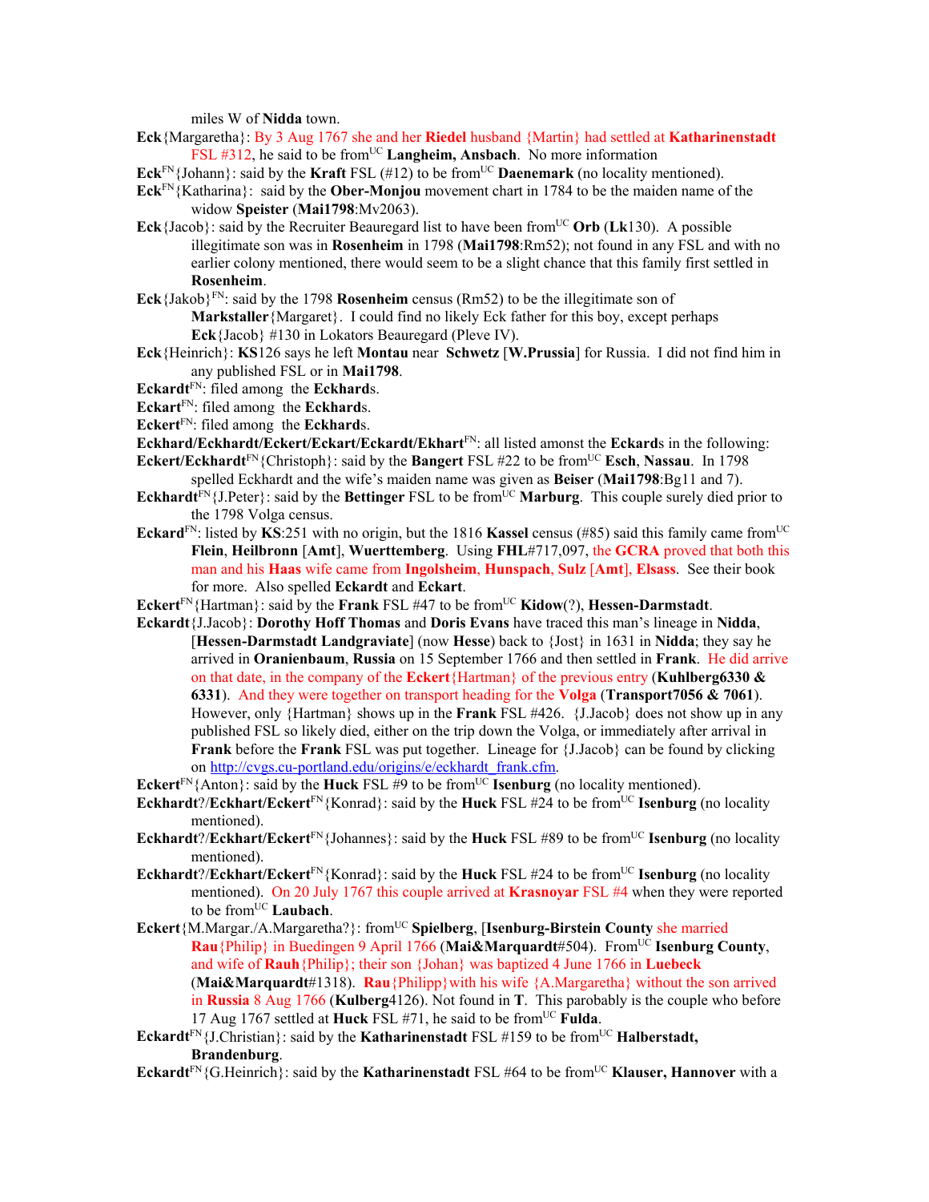miles W of **Nidda** town.

**Eck**{Margaretha}: By 3 Aug 1767 she and her **Riedel** husband {Martin} had settled at **Katharinenstadt** FSL #312, he said to be from[UC] **Langheim, Ansbach**. No more information

**Eck**[FN]{Johann}: said by the **Kraft** FSL (#12) to be from[UC] **Daenemark** (no locality mentioned).

**Eck**[FN]{Katharina}: said by the **Ober-Monjou** movement chart in 1784 to be the maiden name of the widow **Speister** (**Mai1798**:Mv2063).

**Eck**{Jacob}: said by the Recruiter Beauregard list to have been from[UC] **Orb** (**Lk**130). A possible illegitimate son was in **Rosenheim** in 1798 (**Mai1798**:Rm52); not found in any FSL and with no earlier colony mentioned, there would seem to be a slight chance that this family first settled in **Rosenheim**.

**Eck**{Jakob}[FN]: said by the 1798 **Rosenheim** census (Rm52) to be the illegitimate son of **Markstaller**{Margaret}. I could find no likely Eck father for this boy, except perhaps **Eck**{Jacob} #130 in Lokators Beauregard (Pleve IV).

**Eck**{Heinrich}: **KS**126 says he left **Montau** near **Schwetz** [**W.Prussia**] for Russia. I did not find him in any published FSL or in **Mai1798**.

**Eckardt**[FN]: filed among the **Eckhard**s.

**Eckart**[FN]: filed among the **Eckhard**s.

**Eckert**[FN]: filed among the **Eckhard**s.

**Eckhard/Eckhardt/Eckert/Eckart/Eckardt/Ekhart**[FN]: all listed amonst the **Eckard**s in the following:

**Eckert/Eckhardt**[FN]{Christoph}: said by the **Bangert** FSL #22 to be from[UC] **Esch**, **Nassau**. In 1798 spelled Eckhardt and the wife's maiden name was given as **Beiser** (**Mai1798**:Bg11 and 7).

**Eckhardt**[FN]{J.Peter}: said by the **Bettinger** FSL to be from[UC] **Marburg**. This couple surely died prior to the 1798 Volga census.

**Eckard**[FN]: listed by **KS**:251 with no origin, but the 1816 **Kassel** census (#85) said this family came from[UC] **Flein**, **Heilbronn** [**Amt**], **Wuerttemberg**. Using **FHL**#717,097, the **GCRA** proved that both this man and his **Haas** wife came from **Ingolsheim**, **Hunspach**, **Sulz** [**Amt**], **Elsass**. See their book for more. Also spelled **Eckardt** and **Eckart**.

**Eckert**[FN]{Hartman}: said by the **Frank** FSL #47 to be from[UC] **Kidow**(?), **Hessen-Darmstadt**.

**Eckardt**{J.Jacob}: **Dorothy Hoff Thomas** and **Doris Evans** have traced this man's lineage in **Nidda**, [**Hessen-Darmstadt Landgraviate**] (now **Hesse**) back to {Jost} in 1631 in **Nidda**; they say he arrived in **Oranienbaum**, **Russia** on 15 September 1766 and then settled in **Frank**. He did arrive on that date, in the company of the **Eckert**{Hartman} of the previous entry (**Kuhlberg6330 & 6331**). And they were together on transport heading for the **Volga** (**Transport7056 & 7061**). However, only {Hartman} shows up in the **Frank** FSL #426. {J.Jacob} does not show up in any published FSL so likely died, either on the trip down the Volga, or immediately after arrival in **Frank** before the **Frank** FSL was put together. Lineage for {J.Jacob} can be found by clicking on http://cvgs.cu-portland.edu/origins/e/eckhardt_frank.cfm.

**Eckert**[FN]{Anton}: said by the **Huck** FSL #9 to be from[UC] **Isenburg** (no locality mentioned).

**Eckhardt**?/**Eckhart/Eckert**[FN]{Konrad}: said by the **Huck** FSL #24 to be from[UC] **Isenburg** (no locality mentioned).

**Eckhardt**?/**Eckhart/Eckert**[FN]{Johannes}: said by the **Huck** FSL #89 to be from[UC] **Isenburg** (no locality mentioned).

**Eckhardt**?/**Eckhart/Eckert**[FN]{Konrad}: said by the **Huck** FSL #24 to be from[UC] **Isenburg** (no locality mentioned). On 20 July 1767 this couple arrived at **Krasnoyar** FSL #4 when they were reported to be from[UC] **Laubach**.

**Eckert**{M.Margar./A.Margaretha?}: from[UC] **Spielberg**, [**Isenburg-Birstein County** she married **Rau**{Philip} in Buedingen 9 April 1766 (**Mai&Marquardt**#504). From[UC] **Isenburg County**, and wife of **Rauh**{Philip}; their son {Johan} was baptized 4 June 1766 in **Luebeck** (**Mai&Marquardt**#1318). **Rau**{Philipp}with his wife {A.Margaretha} without the son arrived in **Russia** 8 Aug 1766 (**Kulberg**4126). Not found in **T**. This parobably is the couple who before 17 Aug 1767 settled at **Huck** FSL #71, he said to be from[UC] **Fulda**.

**Eckardt**[FN]{J.Christian}: said by the **Katharinenstadt** FSL #159 to be from[UC] **Halberstadt, Brandenburg**.

**Eckardt**[FN]{G.Heinrich}: said by the **Katharinenstadt** FSL #64 to be from[UC] **Klauser, Hannover** with a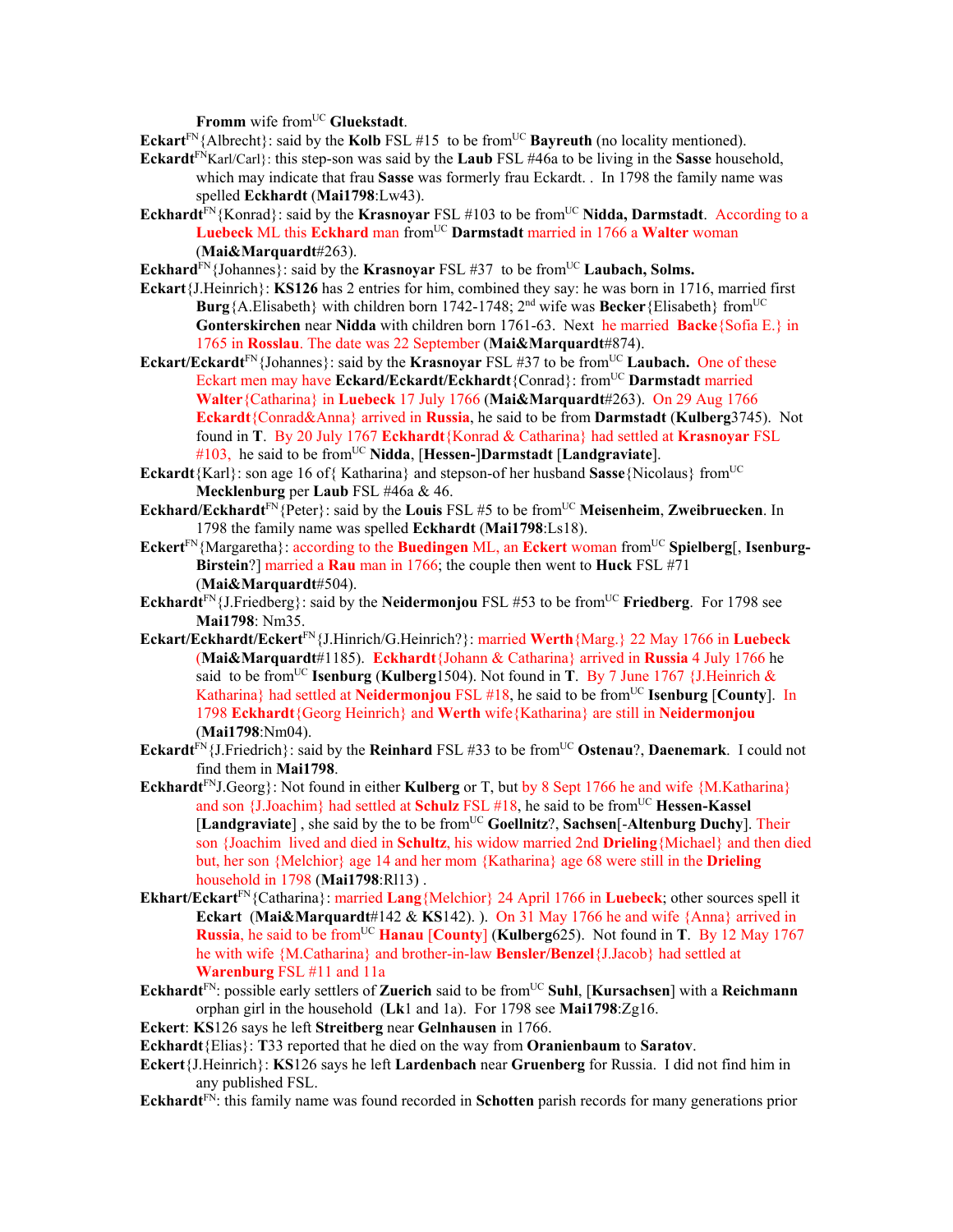**Fromm** wife from[UC] **Gluekstadt**.

**Eckart**[FN]{Albrecht}: said by the **Kolb** FSL #15 to be from[UC] **Bayreuth** (no locality mentioned).

**Eckardt**[FN]Karl/Carl}: this step-son was said by the **Laub** FSL #46a to be living in the **Sasse** household, which may indicate that frau **Sasse** was formerly frau Eckardt. . In 1798 the family name was spelled **Eckhardt** (**Mai1798**:Lw43).

**Eckhardt**[FN]{Konrad}: said by the **Krasnoyar** FSL #103 to be from[UC] **Nidda, Darmstadt**. According to a **Luebeck** ML this **Eckhard** man from[UC] **Darmstadt** married in 1766 a **Walter** woman (**Mai&Marquardt**#263).

**Eckhard**[FN]{Johannes}: said by the **Krasnoyar** FSL #37 to be from[UC] **Laubach, Solms.**

**Eckart**{J.Heinrich}: **KS126** has 2 entries for him, combined they say: he was born in 1716, married first **Burg**{A.Elisabeth} with children born 1742-1748; 2[nd] wife was **Becker**{Elisabeth} from[UC] **Gonterskirchen** near **Nidda** with children born 1761-63. Next he married **Backe**{Sofia E.} in 1765 in **Rosslau**. The date was 22 September (**Mai&Marquardt**#874).

**Eckart/Eckardt**[FN]{Johannes}: said by the **Krasnoyar** FSL #37 to be from[UC] **Laubach.** One of these Eckart men may have **Eckard/Eckardt/Eckhardt**{Conrad}: from[UC] **Darmstadt** married **Walter**{Catharina} in **Luebeck** 17 July 1766 (**Mai&Marquardt**#263). On 29 Aug 1766 **Eckardt**{Conrad&Anna} arrived in **Russia**, he said to be from **Darmstadt** (**Kulberg**3745). Not found in **T**. By 20 July 1767 **Eckhardt**{Konrad & Catharina} had settled at **Krasnoyar** FSL #103, he said to be from[UC] **Nidda**, [**Hessen-**]**Darmstadt** [**Landgraviate**].

**Eckardt**{Karl}: son age 16 of{ Katharina} and stepson-of her husband **Sasse**{Nicolaus} from[UC] **Mecklenburg** per **Laub** FSL #46a & 46.

**Eckhard/Eckhardt**[FN]{Peter}: said by the **Louis** FSL #5 to be from[UC] **Meisenheim**, **Zweibruecken**. In 1798 the family name was spelled **Eckhardt** (**Mai1798**:Ls18).

**Eckert**[FN]{Margaretha}: according to the **Buedingen** ML, an **Eckert** woman from[UC] **Spielberg**[, **Isenburg-Birstein**?] married a **Rau** man in 1766; the couple then went to **Huck** FSL #71 (**Mai&Marquardt**#504).

**Eckhardt**[FN]{J.Friedberg}: said by the **Neidermonjou** FSL #53 to be from[UC] **Friedberg**. For 1798 see **Mai1798**: Nm35.

**Eckart/Eckhardt/Eckert**[FN]{J.Hinrich/G.Heinrich?}: married **Werth**{Marg.} 22 May 1766 in **Luebeck** (**Mai&Marquardt**#1185). **Eckhardt**{Johann & Catharina} arrived in **Russia** 4 July 1766 he said to be from[UC] **Isenburg** (**Kulberg**1504). Not found in **T**. By 7 June 1767 {J.Heinrich & Katharina} had settled at **Neidermonjou** FSL #18, he said to be from[UC] **Isenburg** [**County**]. In 1798 **Eckhardt**{Georg Heinrich} and **Werth** wife{Katharina} are still in **Neidermonjou** (**Mai1798**:Nm04).

**Eckhardt**[FN]{J.Friedrich}: said by the **Reinhard** FSL #33 to be from[UC] **Ostenau**?, **Daenemark**. I could not find them in **Mai1798**.

**Eckhardt**[FN]J.Georg}: Not found in either **Kulberg** or T, but by 8 Sept 1766 he and wife {M.Katharina} and son {J.Joachim} had settled at **Schulz** FSL #18, he said to be from[UC] **Hessen-Kassel** [**Landgraviate**] , she said by the to be from[UC] **Goellnitz**?, **Sachsen**[-**Altenburg Duchy**]. Their son {Joachim lived and died in **Schultz**, his widow married 2nd **Drieling**{Michael} and then died but, her son {Melchior} age 14 and her mom {Katharina} age 68 were still in the **Drieling** household in 1798 (**Mai1798**:Rl13) .

**Ekhart/Eckart**[FN]{Catharina}: married **Lang**{Melchior} 24 April 1766 in **Luebeck**; other sources spell it **Eckart** (**Mai&Marquardt**#142 & **KS**142). ). On 31 May 1766 he and wife {Anna} arrived in **Russia**, he said to be from[UC] **Hanau** [**County**] (**Kulberg**625). Not found in **T**. By 12 May 1767 he with wife {M.Catharina} and brother-in-law **Bensler/Benzel**{J.Jacob} had settled at **Warenburg** FSL #11 and 11a

**Eckhardt**[FN]: possible early settlers of **Zuerich** said to be from[UC] **Suhl**, [**Kursachsen**] with a **Reichmann** orphan girl in the household (**Lk**1 and 1a). For 1798 see **Mai1798**:Zg16.

**Eckert**: **KS**126 says he left **Streitberg** near **Gelnhausen** in 1766.

**Eckhardt**{Elias}: **T**33 reported that he died on the way from **Oranienbaum** to **Saratov**.

**Eckert**{J.Heinrich}: **KS**126 says he left **Lardenbach** near **Gruenberg** for Russia. I did not find him in any published FSL.

**Eckhardt**[FN]: this family name was found recorded in **Schotten** parish records for many generations prior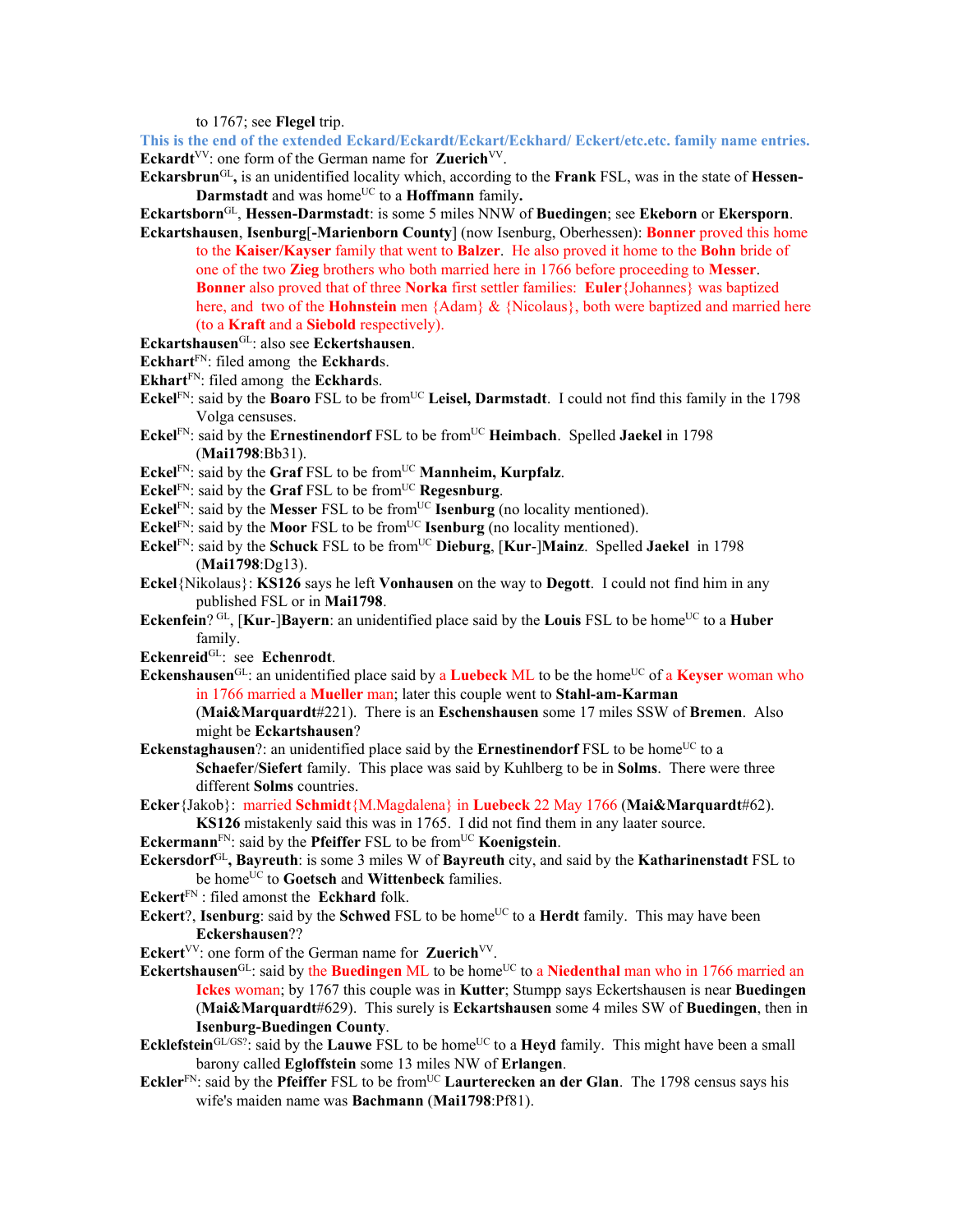to 1767; see **Flegel** trip.

**This is the end of the extended Eckard/Eckardt/Eckart/Eckhard/ Eckert/etc.etc. family name entries.**

**Eckardt**[VV]: one form of the German name for **Zuerich**[VV].

**Eckarsbrun**[GL]**,** is an unidentified locality which, according to the **Frank** FSL, was in the state of **Hessen-Darmstadt** and was home[UC] to a **Hoffmann** family**.**

**Eckartsborn**[GL], **Hessen-Darmstadt**: is some 5 miles NNW of **Buedingen**; see **Ekeborn** or **Ekersporn**.

**Eckartshausen**, **Isenburg**[**-Marienborn County**] (now Isenburg, Oberhessen): **Bonner** proved this home to the **Kaiser/Kayser** family that went to **Balzer**. He also proved it home to the **Bohn** bride of one of the two **Zieg** brothers who both married here in 1766 before proceeding to **Messer**. **Bonner** also proved that of three **Norka** first settler families: **Euler**{Johannes} was baptized here, and two of the **Hohnstein** men {Adam} & {Nicolaus}, both were baptized and married here (to a **Kraft** and a **Siebold** respectively).

**Eckartshausen**[GL]: also see **Eckertshausen**.

**Eckhart**[FN]: filed among the **Eckhard**s.

**Ekhart**[FN]: filed among the **Eckhard**s.

**Eckel**[FN]: said by the **Boaro** FSL to be from[UC] **Leisel, Darmstadt**. I could not find this family in the 1798 Volga censuses.

**Eckel**[FN]: said by the **Ernestinendorf** FSL to be from[UC] **Heimbach**. Spelled **Jaekel** in 1798 (**Mai1798**:Bb31).

**Eckel**[FN]: said by the **Graf** FSL to be from[UC] **Mannheim, Kurpfalz**.

**Eckel**[FN]: said by the **Graf** FSL to be from[UC] **Regesnburg**.

**Eckel**[FN]: said by the **Messer** FSL to be from[UC] **Isenburg** (no locality mentioned).

**Eckel**[FN]: said by the **Moor** FSL to be from[UC] **Isenburg** (no locality mentioned).

**Eckel**[FN]: said by the **Schuck** FSL to be from[UC] **Dieburg**, [**Kur**-]**Mainz**. Spelled **Jaekel** in 1798 (**Mai1798**:Dg13).

**Eckel**{Nikolaus}: **KS126** says he left **Vonhausen** on the way to **Degott**. I could not find him in any published FSL or in **Mai1798**.

**Eckenfein**? [GL], [**Kur**-]**Bayern**: an unidentified place said by the **Louis** FSL to be home[UC] to a **Huber** family.

**Eckenreid**[GL]: see **Echenrodt**.

**Eckenshausen**[GL]: an unidentified place said by a **Luebeck** ML to be the home[UC] of a **Keyser** woman who in 1766 married a **Mueller** man; later this couple went to **Stahl-am-Karman** (**Mai&Marquardt**#221). There is an **Eschenshausen** some 17 miles SSW of **Bremen**. Also might be **Eckartshausen**?

**Eckenstaghausen**?: an unidentified place said by the **Ernestinendorf** FSL to be home[UC] to a **Schaefer**/**Siefert** family. This place was said by Kuhlberg to be in **Solms**. There were three different **Solms** countries.

**Ecker**{Jakob}: married **Schmidt**{M.Magdalena} in **Luebeck** 22 May 1766 (**Mai&Marquardt**#62). **KS126** mistakenly said this was in 1765. I did not find them in any laater source.

**Eckermann**[FN]: said by the **Pfeiffer** FSL to be from[UC] **Koenigstein**.

**Eckersdorf**[GL]**, Bayreuth**: is some 3 miles W of **Bayreuth** city, and said by the **Katharinenstadt** FSL to be home[UC] to **Goetsch** and **Wittenbeck** families.

**Eckert**[FN] : filed amonst the **Eckhard** folk.

**Eckert**?, **Isenburg**: said by the **Schwed** FSL to be home[UC] to a **Herdt** family. This may have been **Eckershausen**??

**Eckert**[VV]: one form of the German name for **Zuerich**[VV].

**Eckertshausen**[GL]: said by the **Buedingen** ML to be home[UC] to a **Niedenthal** man who in 1766 married an **Ickes** woman; by 1767 this couple was in **Kutter**; Stumpp says Eckertshausen is near **Buedingen** (**Mai&Marquardt**#629). This surely is **Eckartshausen** some 4 miles SW of **Buedingen**, then in **Isenburg-Buedingen County**.

**Ecklefstein**[GL/GS?]: said by the **Lauwe** FSL to be home[UC] to a **Heyd** family. This might have been a small barony called **Egloffstein** some 13 miles NW of **Erlangen**.

**Eckler**[FN]: said by the **Pfeiffer** FSL to be from[UC] **Laurterecken an der Glan**. The 1798 census says his wife's maiden name was **Bachmann** (**Mai1798**:Pf81).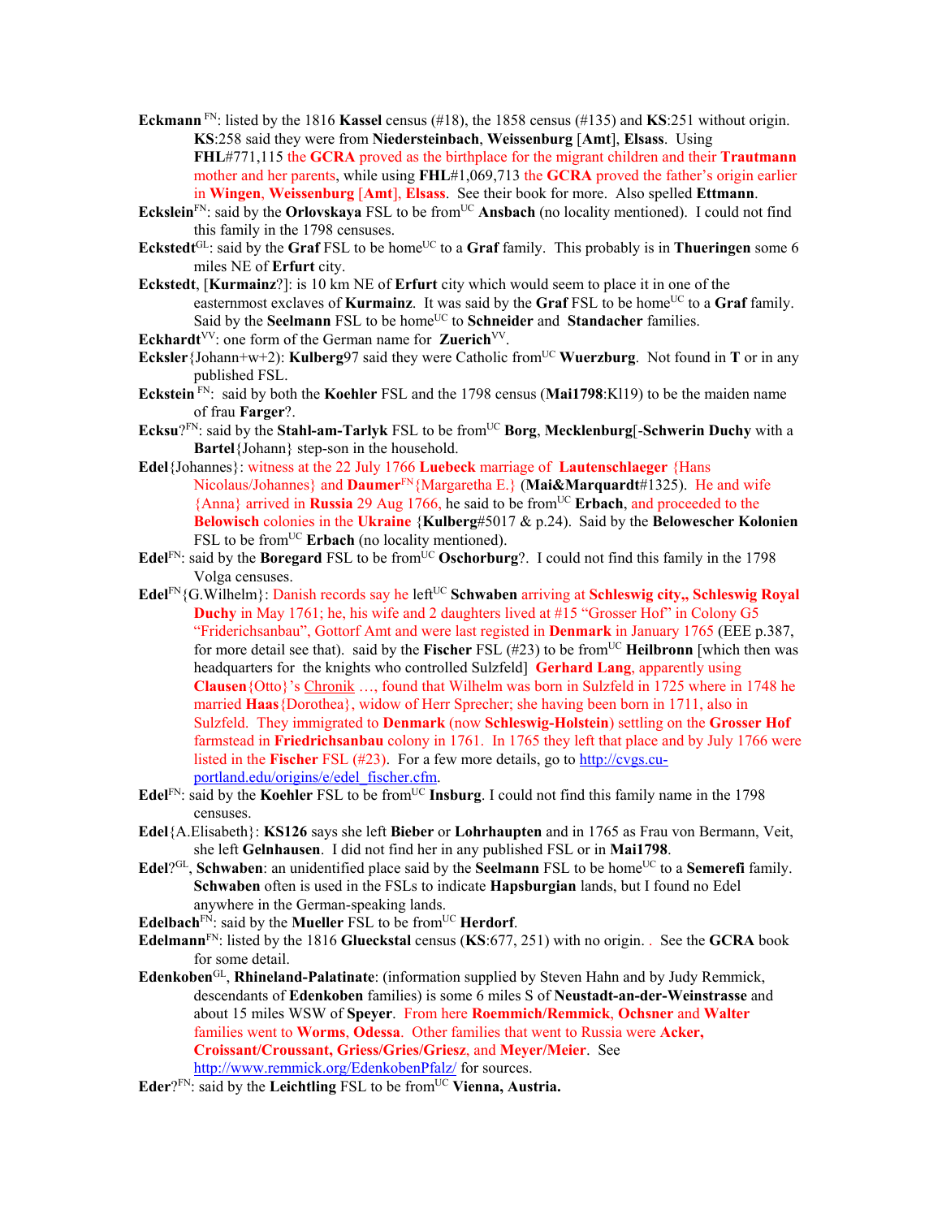**Eckmann** [FN]: listed by the 1816 **Kassel** census (#18), the 1858 census (#135) and **KS**:251 without origin. **KS**:258 said they were from **Niedersteinbach**, **Weissenburg** [**Amt**], **Elsass**. Using **FHL**#771,115 the **GCRA** proved as the birthplace for the migrant children and their **Trautmann** mother and her parents, while using **FHL**#1,069,713 the **GCRA** proved the father's origin earlier in **Wingen**, **Weissenburg** [**Amt**], **Elsass**. See their book for more. Also spelled **Ettmann**.

**Eckslein**[FN]: said by the **Orlovskaya** FSL to be from[UC] **Ansbach** (no locality mentioned). I could not find this family in the 1798 censuses.

**Eckstedt**[GL]: said by the **Graf** FSL to be home[UC] to a **Graf** family. This probably is in **Thueringen** some 6 miles NE of **Erfurt** city.

**Eckstedt**, [**Kurmainz**?]: is 10 km NE of **Erfurt** city which would seem to place it in one of the easternmost exclaves of **Kurmainz**. It was said by the **Graf** FSL to be home[UC] to a **Graf** family. Said by the **Seelmann** FSL to be home[UC] to **Schneider** and **Standacher** families.

**Eckhardt**[VV]: one form of the German name for **Zuerich**[VV].

**Ecksler**{Johann+w+2}: **Kulberg**97 said they were Catholic from[UC] **Wuerzburg**. Not found in **T** or in any published FSL.

**Eckstein** [FN]: said by both the **Koehler** FSL and the 1798 census (**Mai1798**:Kl19) to be the maiden name of frau **Farger**?.

**Ecksu**?[FN]: said by the **Stahl-am-Tarlyk** FSL to be from[UC] **Borg**, **Mecklenburg**[-**Schwerin Duchy** with a **Bartel**{Johann} step-son in the household.

**Edel**{Johannes}: witness at the 22 July 1766 **Luebeck** marriage of **Lautenschlaeger** {Hans Nicolaus/Johannes} and **Daumer**[FN]{Margaretha E.} (**Mai&Marquardt**#1325). He and wife {Anna} arrived in **Russia** 29 Aug 1766, he said to be from[UC] **Erbach**, and proceeded to the **Belowisch** colonies in the **Ukraine** {**Kulberg**#5017 & p.24). Said by the **Belowescher Kolonien** FSL to be from[UC] **Erbach** (no locality mentioned).

**Edel**[FN]: said by the **Boregard** FSL to be from[UC] **Oschorburg**?. I could not find this family in the 1798 Volga censuses.

**Edel**[FN]{G.Wilhelm}: Danish records say he left[UC] **Schwaben** arriving at **Schleswig city,, Schleswig Royal Duchy** in May 1761; he, his wife and 2 daughters lived at #15 "Grosser Hof" in Colony G5 "Friderichsanbau", Gottorf Amt and were last registed in **Denmark** in January 1765 (EEE p.387, for more detail see that). said by the **Fischer** FSL (#23) to be from[UC] **Heilbronn** [which then was headquarters for the knights who controlled Sulzfeld] **Gerhard Lang**, apparently using **Clausen**{Otto}'s Chronik …, found that Wilhelm was born in Sulzfeld in 1725 where in 1748 he married **Haas**{Dorothea}, widow of Herr Sprecher; she having been born in 1711, also in Sulzfeld. They immigrated to **Denmark** (now **Schleswig-Holstein**) settling on the **Grosser Hof** farmstead in **Friedrichsanbau** colony in 1761. In 1765 they left that place and by July 1766 were listed in the **Fischer** FSL (#23). For a few more details, go to http://cvgs.cu-portland.edu/origins/e/edel_fischer.cfm.

**Edel**[FN]: said by the **Koehler** FSL to be from[UC] **Insburg**. I could not find this family name in the 1798 censuses.

**Edel**{A.Elisabeth}: **KS126** says she left **Bieber** or **Lohrhaupten** and in 1765 as Frau von Bermann, Veit, she left **Gelnhausen**. I did not find her in any published FSL or in **Mai1798**.

**Edel**?[GL], **Schwaben**: an unidentified place said by the **Seelmann** FSL to be home[UC] to a **Semerefi** family. **Schwaben** often is used in the FSLs to indicate **Hapsburgian** lands, but I found no Edel anywhere in the German-speaking lands.

**Edelbach**[FN]: said by the **Mueller** FSL to be from[UC] **Herdorf**.

**Edelmann**[FN]: listed by the 1816 **Glueckstal** census (**KS**:677, 251) with no origin. . See the **GCRA** book for some detail.

**Edenkoben**[GL], **Rhineland-Palatinate**: (information supplied by Steven Hahn and by Judy Remmick, descendants of **Edenkoben** families) is some 6 miles S of **Neustadt-an-der-Weinstrasse** and about 15 miles WSW of **Speyer**. From here **Roemmich/Remmick**, **Ochsner** and **Walter** families went to **Worms**, **Odessa**. Other families that went to Russia were **Acker, Croissant/Croussant, Griess/Gries/Griesz**, and **Meyer/Meier**. See http://www.remmick.org/EdenkobenPfalz/ for sources.

**Eder**?[FN]: said by the **Leichtling** FSL to be from[UC] **Vienna, Austria.**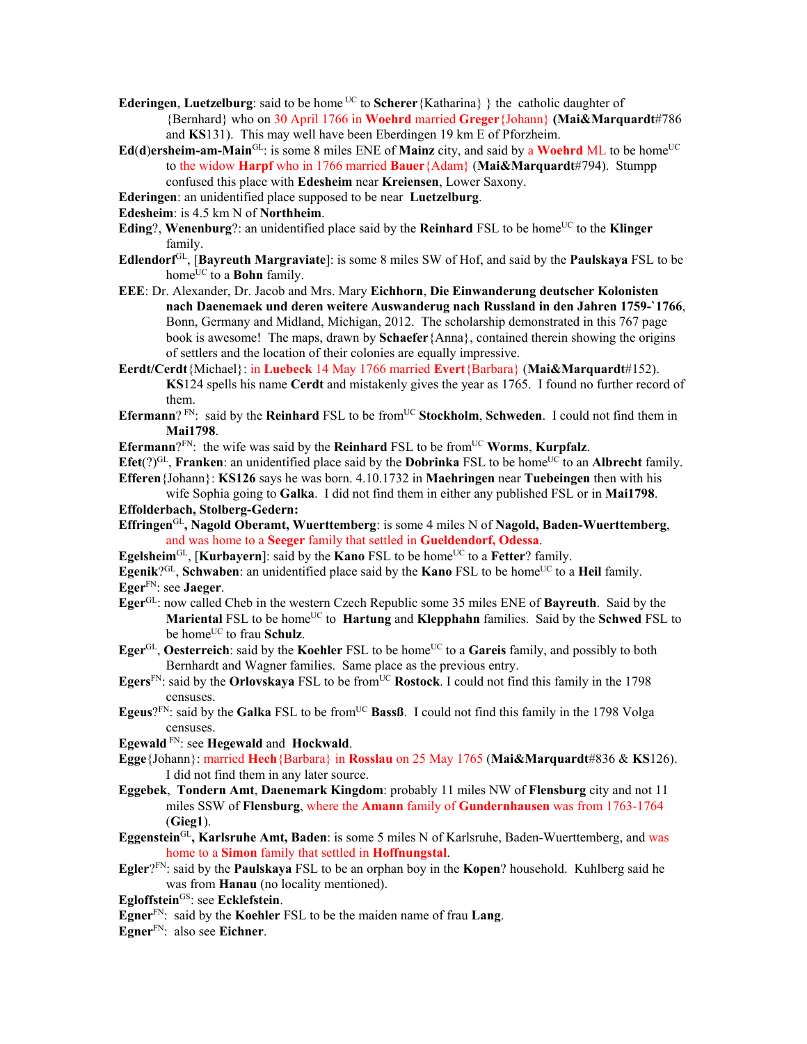**Ederingen**, **Luetzelburg**: said to be home [UC] to **Scherer**{Katharina} } the catholic daughter of {Bernhard} who on 30 April 1766 in **Woehrd** married **Greger**{Johann} **(Mai&Marquardt**#786 and **KS**131). This may well have been Eberdingen 19 km E of Pforzheim.

**Ed(d)ersheim-am-Main**[GL]: is some 8 miles ENE of **Mainz** city, and said by a **Woehrd** ML to be home[UC] to the widow **Harpf** who in 1766 married **Bauer**{Adam} (**Mai&Marquardt**#794). Stumpp confused this place with **Edesheim** near **Kreiensen**, Lower Saxony.

**Ederingen**: an unidentified place supposed to be near **Luetzelburg**.

**Edesheim**: is 4.5 km N of **Northheim**.

**Eding**?, **Wenenburg**?: an unidentified place said by the **Reinhard** FSL to be home[UC] to the **Klinger** family.

**Edlendorf**[GL], [**Bayreuth Margraviate**]: is some 8 miles SW of Hof, and said by the **Paulskaya** FSL to be home[UC] to a **Bohn** family.

**EEE**: Dr. Alexander, Dr. Jacob and Mrs. Mary **Eichhorn**, **Die Einwanderung deutscher Kolonisten nach Daenemaek und deren weitere Auswanderug nach Russland in den Jahren 1759-`1766**, Bonn, Germany and Midland, Michigan, 2012. The scholarship demonstrated in this 767 page book is awesome! The maps, drawn by **Schaefer**{Anna}, contained therein showing the origins of settlers and the location of their colonies are equally impressive.

**Eerdt/Cerdt**{Michael}: in **Luebeck** 14 May 1766 married **Evert**{Barbara} (**Mai&Marquardt**#152). **KS**124 spells his name **Cerdt** and mistakenly gives the year as 1765. I found no further record of them.

**Efermann**? [FN]: said by the **Reinhard** FSL to be from[UC] **Stockholm**, **Schweden**. I could not find them in **Mai1798**.

**Efermann**?[FN]: the wife was said by the **Reinhard** FSL to be from[UC] **Worms**, **Kurpfalz**.

**Efet**(?)[GL], **Franken**: an unidentified place said by the **Dobrinka** FSL to be home[UC] to an **Albrecht** family.

**Efferen**{Johann}: **KS126** says he was born. 4.10.1732 in **Maehringen** near **Tuebeingen** then with his wife Sophia going to **Galka**. I did not find them in either any published FSL or in **Mai1798**.

**Effolderbach, Stolberg-Gedern:**

**Effringen**[GL]**, Nagold Oberamt, Wuerttemberg**: is some 4 miles N of **Nagold, Baden-Wuerttemberg**, and was home to a **Seeger** family that settled in **Gueldendorf, Odessa**.

**Egelsheim**[GL], [**Kurbayern**]: said by the **Kano** FSL to be home[UC] to a **Fetter**? family.

**Egenik**?[GL], **Schwaben**: an unidentified place said by the **Kano** FSL to be home[UC] to a **Heil** family.

**Eger**[FN]: see **Jaeger**.

**Eger**[GL]: now called Cheb in the western Czech Republic some 35 miles ENE of **Bayreuth**. Said by the **Mariental** FSL to be home[UC] to **Hartung** and **Klepphahn** families. Said by the **Schwed** FSL to be home[UC] to frau **Schulz**.

**Eger**[GL], **Oesterreich**: said by the **Koehler** FSL to be home[UC] to a **Gareis** family, and possibly to both Bernhardt and Wagner families. Same place as the previous entry.

**Egers**[FN]: said by the **Orlovskaya** FSL to be from[UC] **Rostock**. I could not find this family in the 1798 censuses.

**Egeus**?[FN]: said by the **Galka** FSL to be from[UC] **Bassß**. I could not find this family in the 1798 Volga censuses.

**Egewald** [FN]: see **Hegewald** and **Hockwald**.

**Egge**{Johann}: married **Hech**{Barbara} in **Rosslau** on 25 May 1765 (**Mai&Marquardt**#836 & **KS**126). I did not find them in any later source.

**Eggebek**, **Tondern Amt**, **Daenemark Kingdom**: probably 11 miles NW of **Flensburg** city and not 11 miles SSW of **Flensburg**, where the **Amann** family of **Gundernhausen** was from 1763-1764 (**Gieg1**).

**Eggenstein**[GL]**, Karlsruhe Amt, Baden**: is some 5 miles N of Karlsruhe, Baden-Wuerttemberg, and was home to a **Simon** family that settled in **Hoffnungstal**.

**Egler**?[FN]: said by the **Paulskaya** FSL to be an orphan boy in the **Kopen**? household. Kuhlberg said he was from **Hanau** (no locality mentioned).

**Egloffstein**[GS]: see **Ecklefstein**.

**Egner**[FN]: said by the **Koehler** FSL to be the maiden name of frau **Lang**.

**Egner**[FN]: also see **Eichner**.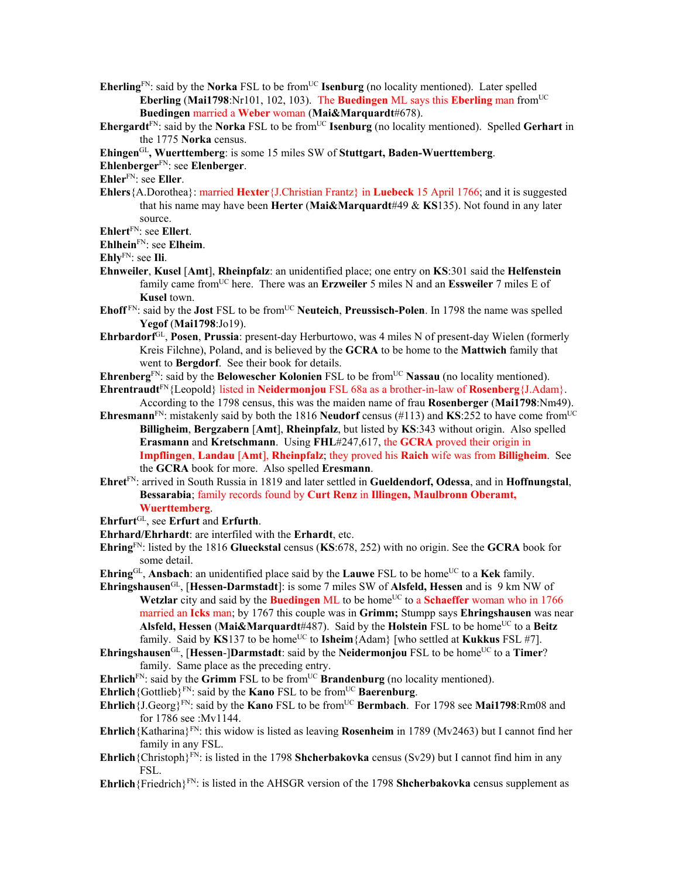**Eherling**[FN]: said by the **Norka** FSL to be from[UC] **Isenburg** (no locality mentioned). Later spelled **Eberling** (**Mai1798**:Nr101, 102, 103). The **Buedingen** ML says this **Eberling** man from[UC] **Buedingen** married a **Weber** woman (**Mai&Marquardt**#678).

**Ehergardt**[FN]: said by the **Norka** FSL to be from[UC] **Isenburg** (no locality mentioned). Spelled **Gerhart** in the 1775 **Norka** census.

**Ehingen**[GL]**, Wuerttemberg**: is some 15 miles SW of **Stuttgart, Baden-Wuerttemberg**.

**Ehlenberger**[FN]: see **Elenberger**.

**Ehler**[FN]: see **Eller**.

**Ehlers**{A.Dorothea}: married **Hexter**{J.Christian Frantz} in **Luebeck** 15 April 1766; and it is suggested that his name may have been **Herter** (**Mai&Marquardt**#49 & **KS**135). Not found in any later source.

**Ehlert**[FN]: see **Ellert**.

**Ehlhein**[FN]: see **Elheim**.

**Ehly**[FN]: see **Ili**.

**Ehnweiler**, **Kusel** [**Amt**], **Rheinpfalz**: an unidentified place; one entry on **KS**:301 said the **Helfenstein** family came from[UC] here. There was an **Erzweiler** 5 miles N and an **Essweiler** 7 miles E of **Kusel** town.

**Ehoff** [FN]: said by the **Jost** FSL to be from[UC] **Neuteich**, **Preussisch-Polen**. In 1798 the name was spelled **Yegof** (**Mai1798**:Jo19).

**Ehrbardorf**[GL], **Posen**, **Prussia**: present-day Herburtowo, was 4 miles N of present-day Wielen (formerly Kreis Filchne), Poland, and is believed by the **GCRA** to be home to the **Mattwich** family that went to **Bergdorf**. See their book for details.

**Ehrenberg**[FN]: said by the **Belowescher Kolonien** FSL to be from[UC] **Nassau** (no locality mentioned).

**Ehrentraudt**[FN]{Leopold} listed in **Neidermonjou** FSL 68a as a brother-in-law of **Rosenberg**{J.Adam}. According to the 1798 census, this was the maiden name of frau **Rosenberger** (**Mai1798**:Nm49).

**Ehresmann**[FN]: mistakenly said by both the 1816 **Neudorf** census (#113) and **KS**:252 to have come from[UC] **Billigheim**, **Bergzabern** [**Amt**], **Rheinpfalz**, but listed by **KS**:343 without origin. Also spelled **Erasmann** and **Kretschmann**. Using **FHL**#247,617, the **GCRA** proved their origin in **Impflingen**, **Landau** [**Amt**], **Rheinpfalz**; they proved his **Raich** wife was from **Billigheim**. See the **GCRA** book for more. Also spelled **Eresmann**.

**Ehret**[FN]: arrived in South Russia in 1819 and later settled in **Gueldendorf, Odessa**, and in **Hoffnungstal**, **Bessarabia**; family records found by **Curt Renz** in **Illingen, Maulbronn Oberamt, Wuerttemberg**.

**Ehrfurt**[GL], see **Erfurt** and **Erfurth**.

**Ehrhard/Ehrhardt**: are interfiled with the **Erhardt**, etc.

**Ehring**[FN]: listed by the 1816 **Glueckstal** census (**KS**:678, 252) with no origin. See the **GCRA** book for some detail.

**Ehring**[GL], **Ansbach**: an unidentified place said by the **Lauwe** FSL to be home[UC] to a **Kek** family.

**Ehringshausen**[GL], [**Hessen-Darmstadt**]: is some 7 miles SW of **Alsfeld, Hessen** and is 9 km NW of **Wetzlar** city and said by the **Buedingen** ML to be home[UC] to a **Schaeffer** woman who in 1766 married an **Icks** man; by 1767 this couple was in **Grimm;** Stumpp says **Ehringshausen** was near **Alsfeld, Hessen** (**Mai&Marquardt**#487). Said by the **Holstein** FSL to be home[UC] to a **Beitz** family. Said by **KS**137 to be home[UC] to **Isheim**{Adam} [who settled at **Kukkus** FSL #7].

**Ehringshausen**[GL], [**Hessen**-]**Darmstadt**: said by the **Neidermonjou** FSL to be home[UC] to a **Timer**? family. Same place as the preceding entry.

**Ehrlich**[FN]: said by the **Grimm** FSL to be from[UC] **Brandenburg** (no locality mentioned).

**Ehrlich**{Gottlieb}[FN]: said by the **Kano** FSL to be from[UC] **Baerenburg**.

**Ehrlich**{J.Georg}[FN]: said by the **Kano** FSL to be from[UC] **Bermbach**. For 1798 see **Mai1798**:Rm08 and for 1786 see :Mv1144.

**Ehrlich**{Katharina}[FN]: this widow is listed as leaving **Rosenheim** in 1789 (Mv2463) but I cannot find her family in any FSL.

**Ehrlich**{Christoph}[FN]: is listed in the 1798 **Shcherbakovka** census (Sv29) but I cannot find him in any FSL.

**Ehrlich**{Friedrich}[FN]: is listed in the AHSGR version of the 1798 **Shcherbakovka** census supplement as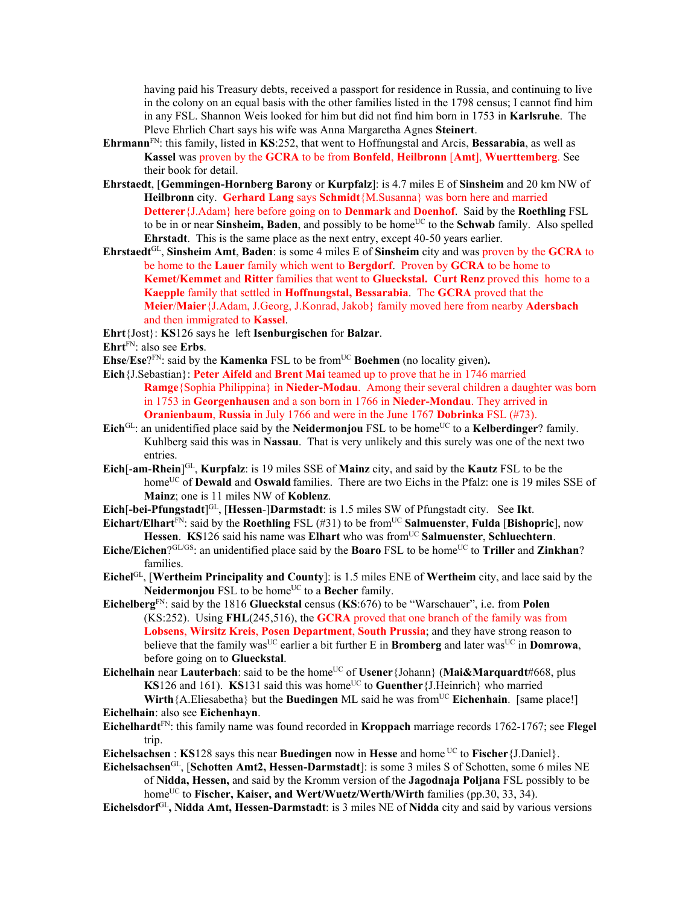having paid his Treasury debts, received a passport for residence in Russia, and continuing to live in the colony on an equal basis with the other families listed in the 1798 census; I cannot find him in any FSL. Shannon Weis looked for him but did not find him born in 1753 in **Karlsruhe**. The Pleve Ehrlich Chart says his wife was Anna Margaretha Agnes **Steinert**.

**Ehrmann**[FN]: this family, listed in **KS**:252, that went to Hoffnungstal and Arcis, **Bessarabia**, as well as **Kassel** was proven by the **GCRA** to be from **Bonfeld**, **Heilbronn** [**Amt**], **Wuerttemberg**. See their book for detail.

**Ehrstaedt**, [**Gemmingen-Hornberg Barony** or **Kurpfalz**]: is 4.7 miles E of **Sinsheim** and 20 km NW of **Heilbronn** city. **Gerhard Lang** says **Schmidt**{M.Susanna} was born here and married **Detterer**{J.Adam} here before going on to **Denmark** and **Doenhof**. Said by the **Roethling** FSL to be in or near **Sinsheim, Baden**, and possibly to be home[UC] to the **Schwab** family. Also spelled **Ehrstadt**. This is the same place as the next entry, except 40-50 years earlier.

**Ehrstaedt**[GL], **Sinsheim Amt**, **Baden**: is some 4 miles E of **Sinsheim** city and was proven by the **GCRA** to be home to the **Lauer** family which went to **Bergdorf**. Proven by **GCRA** to be home to **Kemet**/**Kemmet** and **Ritter** families that went to **Glueckstal. Curt Renz** proved this home to a **Kaepple** family that settled in **Hoffnungstal, Bessarabia**. The **GCRA** proved that the **Meier**/**Maier**{J.Adam, J.Georg, J.Konrad, Jakob} family moved here from nearby **Adersbach** and then immigrated to **Kassel**.

**Ehrt**{Jost}: **KS**126 says he left **Isenburgischen** for **Balzar**.

**Ehrt**[FN]: also see **Erbs**.

**Ehse**/**Ese**?[FN]: said by the **Kamenka** FSL to be from[UC] **Boehmen** (no locality given)**.**

**Eich**{J.Sebastian}: **Peter Aifeld** and **Brent Mai** teamed up to prove that he in 1746 married **Ramge**{Sophia Philippina} in **Nieder-Modau**. Among their several children a daughter was born in 1753 in **Georgenhausen** and a son born in 1766 in **Nieder-Mondau**. They arrived in **Oranienbaum**, **Russia** in July 1766 and were in the June 1767 **Dobrinka** FSL (#73).

**Eich**[GL]: an unidentified place said by the **Neidermonjou** FSL to be home[UC] to a **Kelberdinger**? family. Kuhlberg said this was in **Nassau**. That is very unlikely and this surely was one of the next two entries.

**Eich**[-**am**-**Rhein**][GL], **Kurpfalz**: is 19 miles SSE of **Mainz** city, and said by the **Kautz** FSL to be the home[UC] of **Dewald** and **Oswald** families. There are two Eichs in the Pfalz: one is 19 miles SSE of **Mainz**; one is 11 miles NW of **Koblenz**.

**Eich**[-**bei-Pfungstadt**][GL], [**Hessen**-]**Darmstadt**: is 1.5 miles SW of Pfungstadt city. See **Ikt**.

**Eichart/Elhart**[FN]: said by the **Roethling** FSL (#31) to be from[UC] **Salmuenster**, **Fulda** [**Bishopric**], now **Hessen**. **KS**126 said his name was **Elhart** who was from[UC] **Salmuenster**, **Schluechtern**.

**Eiche/Eichen**?[GL/GS]: an unidentified place said by the **Boaro** FSL to be home[UC] to **Triller** and **Zinkhan**? families.

**Eichel**[GL], [**Wertheim Principality and County**]: is 1.5 miles ENE of **Wertheim** city, and lace said by the **Neidermonjou** FSL to be home[UC] to a **Becher** family.

**Eichelberg**[FN]: said by the 1816 **Glueckstal** census (**KS**:676) to be "Warschauer", i.e. from **Polen** (KS:252). Using **FHL**(245,516), the **GCRA** proved that one branch of the family was from **Lobsens**, **Wirsitz Kreis**, **Posen Department**, **South Prussia**; and they have strong reason to believe that the family was[UC] earlier a bit further E in **Bromberg** and later was[UC] in **Domrowa**, before going on to **Glueckstal**.

**Eichelhain** near **Lauterbach**: said to be the home[UC] of **Usener**{Johann} (**Mai&Marquardt**#668, plus **KS**126 and 161). **KS**131 said this was home[UC] to **Guenther**{J.Heinrich} who married **Wirth**{A.Eliesabetha} but the **Buedingen** ML said he was from[UC] **Eichenhain**. [same place!]

**Eichelhain**: also see **Eichenhayn**.

**Eichelhardt**[FN]: this family name was found recorded in **Kroppach** marriage records 1762-1767; see **Flegel** trip.

**Eichelsachsen** : **KS**128 says this near **Buedingen** now in **Hesse** and home [UC] to **Fischer**{J.Daniel}.

**Eichelsachsen**[GL], [**Schotten Amt2, Hessen-Darmstadt**]: is some 3 miles S of Schotten, some 6 miles NE of **Nidda, Hessen,** and said by the Kromm version of the **Jagodnaja Poljana** FSL possibly to be home[UC] to **Fischer, Kaiser, and Wert/Wuetz/Werth/Wirth** families (pp.30, 33, 34).

**Eichelsdorf**[GL]**, Nidda Amt, Hessen-Darmstadt**: is 3 miles NE of **Nidda** city and said by various versions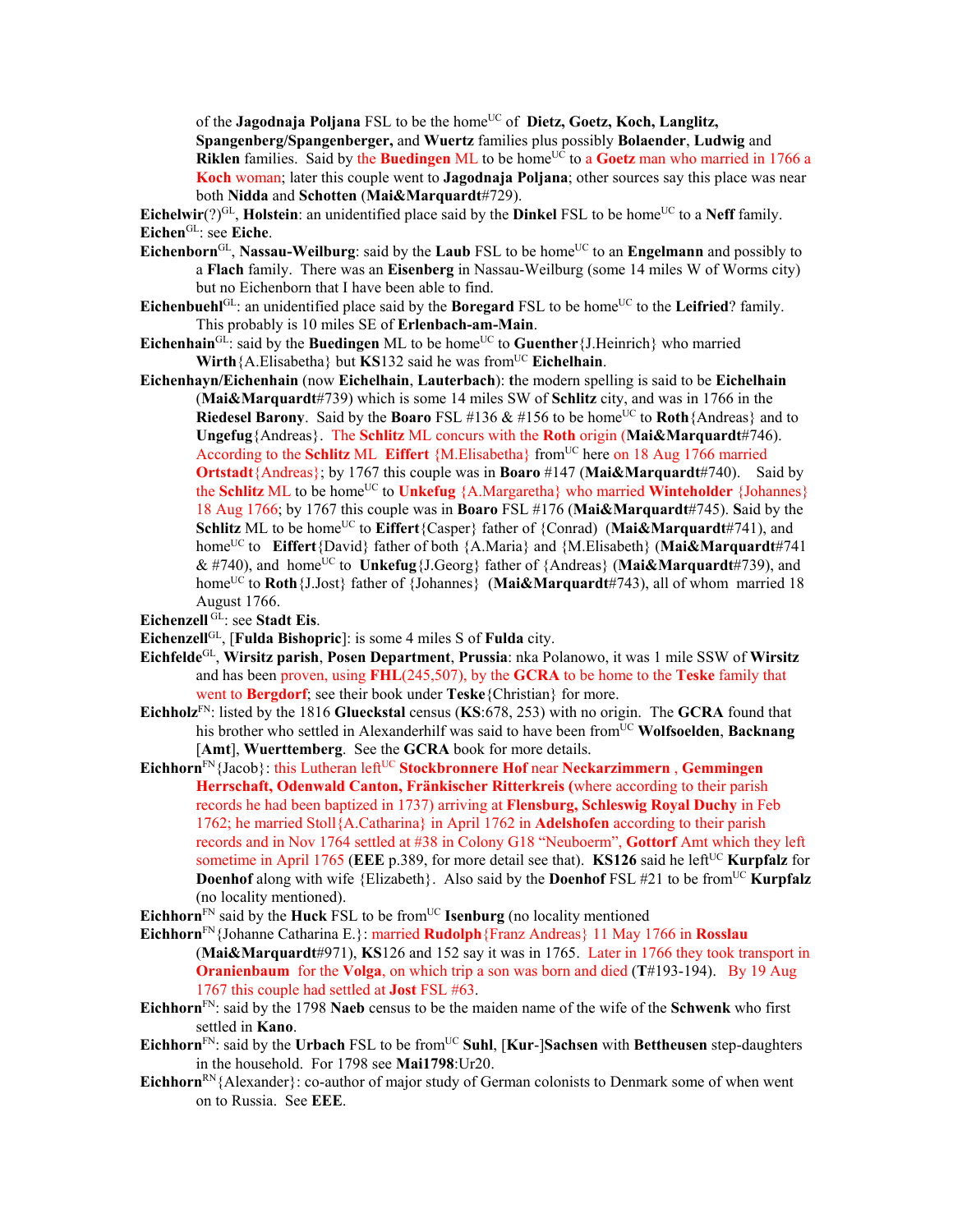of the **Jagodnaja Poljana** FSL to be the home[UC] of **Dietz, Goetz, Koch, Langlitz, Spangenberg/Spangenberger,** and **Wuertz** families plus possibly **Bolaender**, **Ludwig** and **Riklen** families. Said by the **Buedingen** ML to be home[UC] to a **Goetz** man who married in 1766 a **Koch** woman; later this couple went to **Jagodnaja Poljana**; other sources say this place was near both **Nidda** and **Schotten** (**Mai&Marquardt**#729).

**Eichelwir**(?)[GL], **Holstein**: an unidentified place said by the **Dinkel** FSL to be home[UC] to a **Neff** family.

**Eichen**[GL]: see **Eiche**.

**Eichenborn**[GL], **Nassau-Weilburg**: said by the **Laub** FSL to be home[UC] to an **Engelmann** and possibly to a **Flach** family. There was an **Eisenberg** in Nassau-Weilburg (some 14 miles W of Worms city) but no Eichenborn that I have been able to find.

**Eichenbuehl**[GL]: an unidentified place said by the **Boregard** FSL to be home[UC] to the **Leifried**? family. This probably is 10 miles SE of **Erlenbach-am-Main**.

**Eichenhain**[GL]: said by the **Buedingen** ML to be home[UC] to **Guenther**{J.Heinrich} who married **Wirth**{A.Elisabetha} but **KS**132 said he was from[UC] **Eichelhain**.

**Eichenhayn/Eichenhain** (now **Eichelhain**, **Lauterbach**): **t**he modern spelling is said to be **Eichelhain** (**Mai&Marquardt**#739) which is some 14 miles SW of **Schlitz** city, and was in 1766 in the **Riedesel Barony**. Said by the **Boaro** FSL #136 & #156 to be home[UC] to **Roth**{Andreas} and to **Ungefug**{Andreas}. The **Schlitz** ML concurs with the **Roth** origin (**Mai&Marquardt**#746). According to the **Schlitz** ML **Eiffert** {M.Elisabetha} from[UC] here on 18 Aug 1766 married **Ortstadt**{Andreas}; by 1767 this couple was in **Boaro** #147 (**Mai&Marquardt**#740). Said by the **Schlitz** ML to be home[UC] to **Unkefug** {A.Margaretha} who married **Winteholder** {Johannes} 18 Aug 1766; by 1767 this couple was in **Boaro** FSL #176 (**Mai&Marquardt**#745). **S**aid by the **Schlitz** ML to be home[UC] to **Eiffert**{Casper} father of {Conrad} (**Mai&Marquardt**#741), and home[UC] to **Eiffert**{David} father of both {A.Maria} and {M.Elisabeth} (**Mai&Marquardt**#741 & #740), and home[UC] to **Unkefug**{J.Georg} father of {Andreas} (**Mai&Marquardt**#739), and home[UC] to **Roth**{J.Jost} father of {Johannes} (**Mai&Marquardt**#743), all of whom married 18 August 1766.

**Eichenzell** [GL]: see **Stadt Eis**.

**Eichenzell**[GL], [**Fulda Bishopric**]: is some 4 miles S of **Fulda** city.

**Eichfelde**[GL], **Wirsitz parish**, **Posen Department**, **Prussia**: nka Polanowo, it was 1 mile SSW of **Wirsitz** and has been proven, using **FHL**(245,507), by the **GCRA** to be home to the **Teske** family that went to **Bergdorf**; see their book under **Teske**{Christian} for more.

**Eichholz**[FN]: listed by the 1816 **Glueckstal** census (**KS**:678, 253) with no origin. The **GCRA** found that his brother who settled in Alexanderhilf was said to have been from[UC] **Wolfsoelden**, **Backnang** [**Amt**], **Wuerttemberg**. See the **GCRA** book for more details.

**Eichhorn**[FN]{Jacob}: this Lutheran left[UC] **Stockbronnere Hof** near **Neckarzimmern** , **Gemmingen Herrschaft, Odenwald Canton, Fränkischer Ritterkreis (**where according to their parish records he had been baptized in 1737) arriving at **Flensburg, Schleswig Royal Duchy** in Feb 1762; he married Stoll{A.Catharina} in April 1762 in **Adelshofen** according to their parish records and in Nov 1764 settled at #38 in Colony G18 "Neuboerm", **Gottorf** Amt which they left sometime in April 1765 (**EEE** p.389, for more detail see that). **KS126** said he left[UC] **Kurpfalz** for **Doenhof** along with wife {Elizabeth}. Also said by the **Doenhof** FSL #21 to be from[UC] **Kurpfalz** (no locality mentioned).

**Eichhorn**[FN] said by the **Huck** FSL to be from[UC] **Isenburg** (no locality mentioned

**Eichhorn**[FN]{Johanne Catharina E.}: married **Rudolph**{Franz Andreas} 11 May 1766 in **Rosslau** (**Mai&Marquardt**#971), **KS**126 and 152 say it was in 1765. Later in 1766 they took transport in **Oranienbaum** for the **Volga**, on which trip a son was born and died (**T**#193-194). By 19 Aug 1767 this couple had settled at **Jost** FSL #63.

**Eichhorn**[FN]: said by the 1798 **Naeb** census to be the maiden name of the wife of the **Schwenk** who first settled in **Kano**.

**Eichhorn**[FN]: said by the **Urbach** FSL to be from[UC] **Suhl**, [**Kur**-]**Sachsen** with **Bettheusen** step-daughters in the household. For 1798 see **Mai1798**:Ur20.

**Eichhorn**[RN]{Alexander}: co-author of major study of German colonists to Denmark some of when went on to Russia. See **EEE**.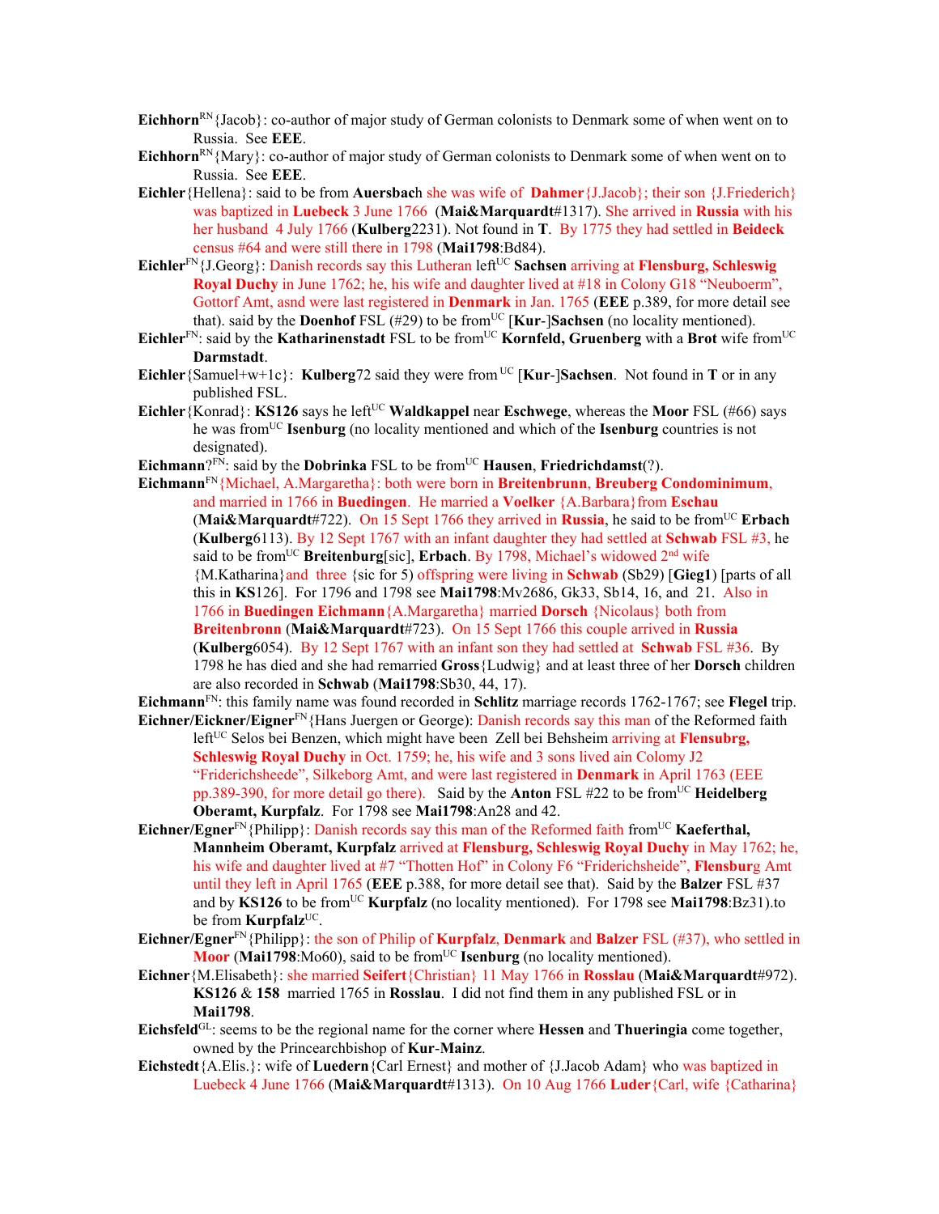**Eichhorn**[RN]{Jacob}: co-author of major study of German colonists to Denmark some of when went on to Russia. See **EEE**.

**Eichhorn**[RN]{Mary}: co-author of major study of German colonists to Denmark some of when went on to Russia. See **EEE**.

**Eichler**{Hellena}: said to be from **Auersbach** she was wife of **Dahmer**{J.Jacob}; their son {J.Friederich} was baptized in **Luebeck** 3 June 1766 (**Mai&Marquardt**#1317). She arrived in **Russia** with his her husband 4 July 1766 (**Kulberg**2231). Not found in **T**. By 1775 they had settled in **Beideck** census #64 and were still there in 1798 (**Mai1798**:Bd84).

**Eichler**[FN]{J.Georg}: Danish records say this Lutheran left[UC] **Sachsen** arriving at **Flensburg, Schleswig Royal Duchy** in June 1762; he, his wife and daughter lived at #18 in Colony G18 "Neuboerm", Gottorf Amt, asnd were last registered in **Denmark** in Jan. 1765 (**EEE** p.389, for more detail see that). said by the **Doenhof** FSL (#29) to be from[UC] [**Kur**-]**Sachsen** (no locality mentioned).

**Eichler**[FN]: said by the **Katharinenstadt** FSL to be from[UC] **Kornfeld, Gruenberg** with a **Brot** wife from[UC] **Darmstadt**.

**Eichler**{Samuel+w+1c}: **Kulberg**72 said they were from [UC] [**Kur**-]**Sachsen**. Not found in **T** or in any published FSL.

**Eichler**{Konrad}: **KS126** says he left[UC] **Waldkappel** near **Eschwege**, whereas the **Moor** FSL (#66) says he was from[UC] **Isenburg** (no locality mentioned and which of the **Isenburg** countries is not designated).

**Eichmann**?[FN]: said by the **Dobrinka** FSL to be from[UC] **Hausen**, **Friedrichdamst**(?).

**Eichmann**[FN]{Michael, A.Margaretha}: both were born in **Breitenbrunn**, **Breuberg Condominimum**, and married in 1766 in **Buedingen**. He married a **Voelker** {A.Barbara}from **Eschau** (**Mai&Marquardt**#722). On 15 Sept 1766 they arrived in **Russia**, he said to be from[UC] **Erbach** (**Kulberg**6113). By 12 Sept 1767 with an infant daughter they had settled at **Schwab** FSL #3, he said to be from[UC] **Breitenburg**[sic], **Erbach**. By 1798, Michael's widowed 2nd wife {M.Katharina}and three {sic for 5) offspring were living in **Schwab** (Sb29) [**Gieg1**) [parts of all this in **KS**126]. For 1796 and 1798 see **Mai1798**:Mv2686, Gk33, Sb14, 16, and 21. Also in 1766 in **Buedingen Eichmann**{A.Margaretha} married **Dorsch** {Nicolaus} both from **Breitenbronn** (**Mai&Marquardt**#723). On 15 Sept 1766 this couple arrived in **Russia** (**Kulberg**6054). By 12 Sept 1767 with an infant son they had settled at **Schwab** FSL #36. By 1798 he has died and she had remarried **Gross**{Ludwig} and at least three of her **Dorsch** children are also recorded in **Schwab** (**Mai1798**:Sb30, 44, 17).

**Eichmann**[FN]: this family name was found recorded in **Schlitz** marriage records 1762-1767; see **Flegel** trip.

**Eichner/Eickner/Eigner**[FN]{Hans Juergen or George): Danish records say this man of the Reformed faith left[UC] Selos bei Benzen, which might have been Zell bei Behsheim arriving at **Flensubrg, Schleswig Royal Duchy** in Oct. 1759; he, his wife and 3 sons lived ain Colomy J2 "Friderichsheede", Silkeborg Amt, and were last registered in **Denmark** in April 1763 (EEE pp.389-390, for more detail go there). Said by the **Anton** FSL #22 to be from[UC] **Heidelberg Oberamt, Kurpfalz**. For 1798 see **Mai1798**:An28 and 42.

**Eichner/Egner**[FN]{Philipp}: Danish records say this man of the Reformed faith from[UC] **Kaeferthal, Mannheim Oberamt, Kurpfalz** arrived at **Flensburg, Schleswig Royal Duchy** in May 1762; he, his wife and daughter lived at #7 "Thotten Hof" in Colony F6 "Friderichsheide", **Flensburg** Amt until they left in April 1765 (**EEE** p.388, for more detail see that). Said by the **Balzer** FSL #37 and by **KS126** to be from[UC] **Kurpfalz** (no locality mentioned). For 1798 see **Mai1798**:Bz31).to be from **Kurpfalz**[UC].

**Eichner/Egner**[FN]{Philipp}: the son of Philip of **Kurpfalz**, **Denmark** and **Balzer** FSL (#37), who settled in **Moor** (**Mai1798**:Mo60), said to be from[UC] **Isenburg** (no locality mentioned).

**Eichner**{M.Elisabeth}: she married **Seifert**{Christian} 11 May 1766 in **Rosslau** (**Mai&Marquardt**#972). **KS126** & **158** married 1765 in **Rosslau**. I did not find them in any published FSL or in **Mai1798**.

**Eichsfeld**[GL]: seems to be the regional name for the corner where **Hessen** and **Thueringia** come together, owned by the Princearchbishop of **Kur**-**Mainz**.

**Eichstedt**{A.Elis.}: wife of **Luedern**{Carl Ernest} and mother of {J.Jacob Adam} who was baptized in Luebeck 4 June 1766 (**Mai&Marquardt**#1313). On 10 Aug 1766 **Luder**{Carl, wife {Catharina}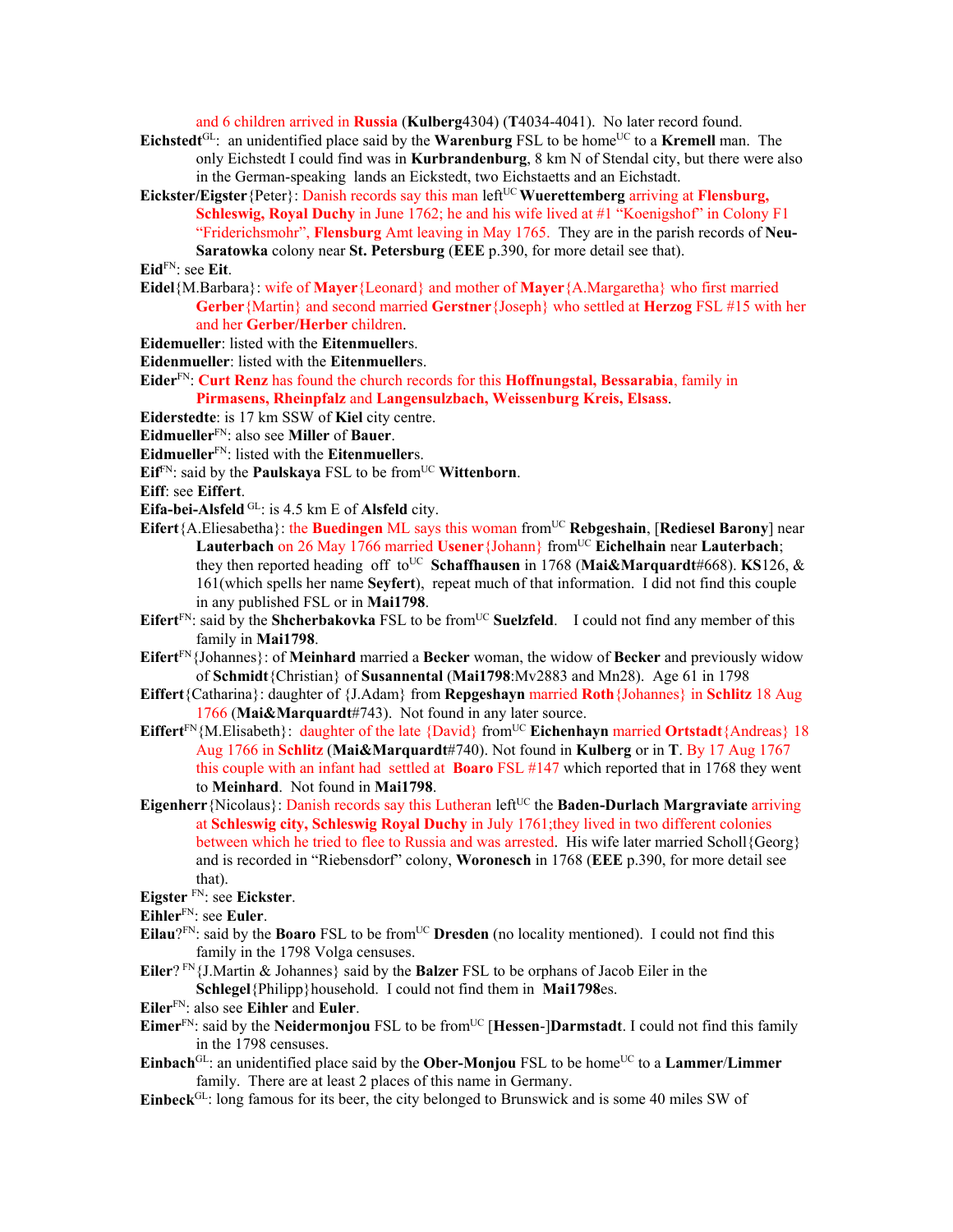and 6 children arrived in **Russia** (**Kulberg**4304) (**T**4034-4041). No later record found.

**Eichstedt**[GL]: an unidentified place said by the **Warenburg** FSL to be home[UC] to a **Kremell** man. The only Eichstedt I could find was in **Kurbrandenburg**, 8 km N of Stendal city, but there were also in the German-speaking lands an Eickstedt, two Eichstaetts and an Eichstadt.

**Eickster/Eigster**{Peter}: Danish records say this man left[UC] **Wuerettemberg** arriving at **Flensburg, Schleswig, Royal Duchy** in June 1762; he and his wife lived at #1 "Koenigshof" in Colony F1 "Friderichsmohr", **Flensburg** Amt leaving in May 1765. They are in the parish records of **Neu-Saratowka** colony near **St. Petersburg** (**EEE** p.390, for more detail see that).

**Eid**[FN]: see **Eit**.

**Eidel**{M.Barbara}: wife of **Mayer**{Leonard} and mother of **Mayer**{A.Margaretha} who first married **Gerber**{Martin} and second married **Gerstner**{Joseph} who settled at **Herzog** FSL #15 with her and her **Gerber/Herber** children.

**Eidemueller**: listed with the **Eitenmueller**s.

**Eidenmueller**: listed with the **Eitenmueller**s.

**Eider**[FN]: **Curt Renz** has found the church records for this **Hoffnungstal, Bessarabia**, family in **Pirmasens, Rheinpfalz** and **Langensulzbach, Weissenburg Kreis, Elsass**.

**Eiderstedte**: is 17 km SSW of **Kiel** city centre.

**Eidmueller**[FN]: also see **Miller** of **Bauer**.

**Eidmueller**[FN]: listed with the **Eitenmueller**s.

**Eif**[FN]: said by the **Paulskaya** FSL to be from[UC] **Wittenborn**.

**Eiff**: see **Eiffert**.

**Eifa-bei-Alsfeld** [GL]: is 4.5 km E of **Alsfeld** city.

**Eifert**{A.Eliesabetha}: the **Buedingen** ML says this woman from[UC] **Rebgeshain**, [**Rediesel Barony**] near **Lauterbach** on 26 May 1766 married **Usener**{Johann} from[UC] **Eichelhain** near **Lauterbach**; they then reported heading off to[UC] **Schaffhausen** in 1768 (**Mai&Marquardt**#668). **KS**126, & 161(which spells her name **Seyfert**), repeat much of that information. I did not find this couple in any published FSL or in **Mai1798**.

**Eifert**[FN]: said by the **Shcherbakovka** FSL to be from[UC] **Suelzfeld**. I could not find any member of this family in **Mai1798**.

**Eifert**[FN]{Johannes}: of **Meinhard** married a **Becker** woman, the widow of **Becker** and previously widow of **Schmidt**{Christian} of **Susannental** (**Mai1798**:Mv2883 and Mn28). Age 61 in 1798

**Eiffert**{Catharina}: daughter of {J.Adam} from **Repgeshayn** married **Roth**{Johannes} in **Schlitz** 18 Aug 1766 (**Mai&Marquardt**#743). Not found in any later source.

**Eiffert**[FN]{M.Elisabeth}: daughter of the late {David} from[UC] **Eichenhayn** married **Ortstadt**{Andreas} 18 Aug 1766 in **Schlitz** (**Mai&Marquardt**#740). Not found in **Kulberg** or in **T**. By 17 Aug 1767 this couple with an infant had settled at **Boaro** FSL #147 which reported that in 1768 they went to **Meinhard**. Not found in **Mai1798**.

**Eigenherr**{Nicolaus}: Danish records say this Lutheran left[UC] the **Baden-Durlach Margraviate** arriving at **Schleswig city, Schleswig Royal Duchy** in July 1761;they lived in two different colonies between which he tried to flee to Russia and was arrested. His wife later married Scholl{Georg} and is recorded in "Riebensdorf" colony, **Woronesch** in 1768 (**EEE** p.390, for more detail see that).

**Eigster** [FN]: see **Eickster**.

**Eihler**[FN]: see **Euler**.

**Eilau**?[FN]: said by the **Boaro** FSL to be from[UC] **Dresden** (no locality mentioned). I could not find this family in the 1798 Volga censuses.

**Eiler**? [FN]{J.Martin & Johannes} said by the **Balzer** FSL to be orphans of Jacob Eiler in the **Schlegel**{Philipp}household. I could not find them in **Mai1798**es.

**Eiler**[FN]: also see **Eihler** and **Euler**.

**Eimer**[FN]: said by the **Neidermonjou** FSL to be from[UC] [**Hessen**-]**Darmstadt**. I could not find this family in the 1798 censuses.

**Einbach**[GL]: an unidentified place said by the **Ober-Monjou** FSL to be home[UC] to a **Lammer**/**Limmer** family. There are at least 2 places of this name in Germany.

**Einbeck**[GL]: long famous for its beer, the city belonged to Brunswick and is some 40 miles SW of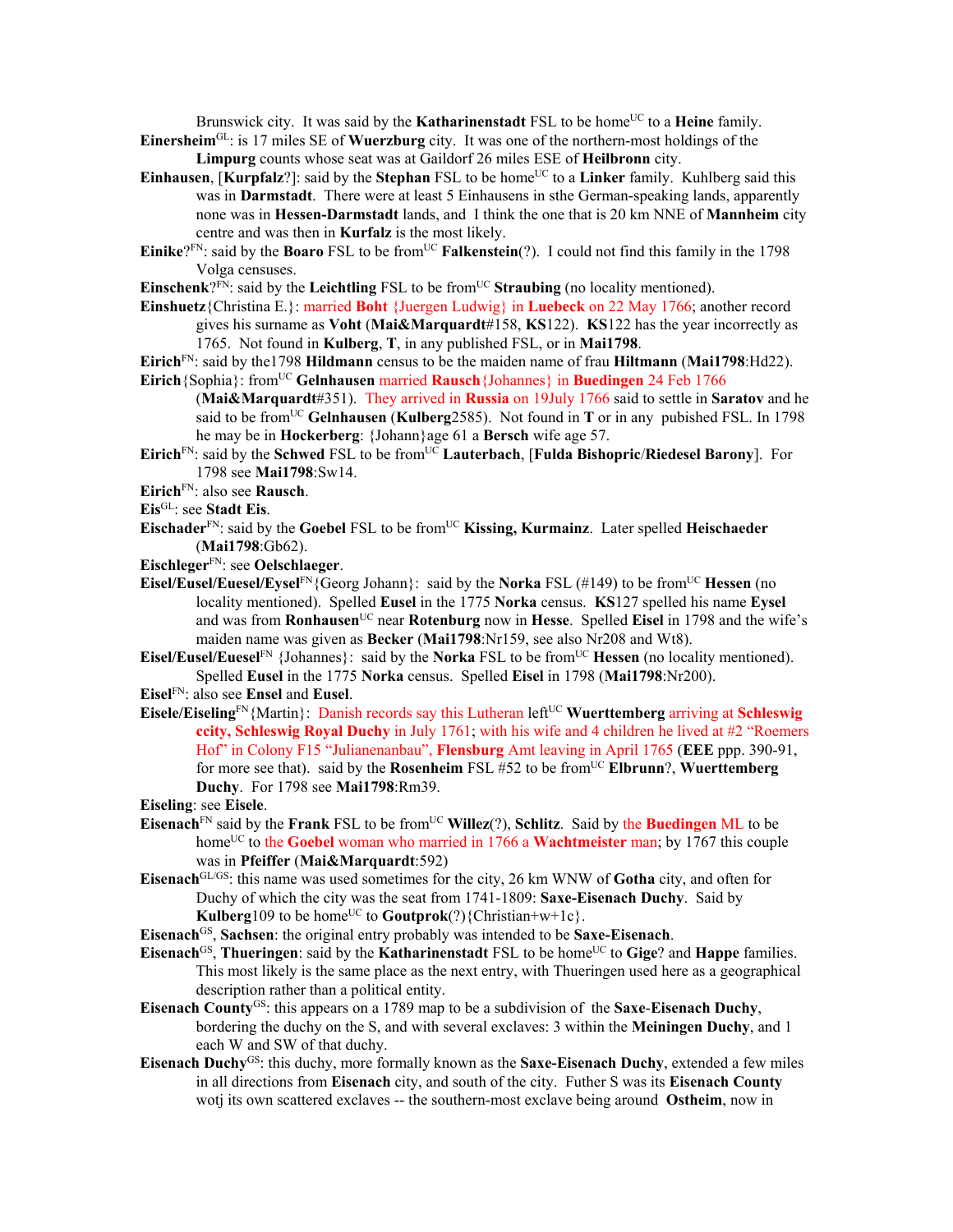Brunswick city. It was said by the **Katharinenstadt** FSL to be home[UC] to a **Heine** family.

**Einersheim**[GL]: is 17 miles SE of **Wuerzburg** city. It was one of the northern-most holdings of the **Limpurg** counts whose seat was at Gaildorf 26 miles ESE of **Heilbronn** city.

**Einhausen**, [**Kurpfalz**?]: said by the **Stephan** FSL to be home[UC] to a **Linker** family. Kuhlberg said this was in **Darmstadt**. There were at least 5 Einhausens in sthe German-speaking lands, apparently none was in **Hessen-Darmstadt** lands, and I think the one that is 20 km NNE of **Mannheim** city centre and was then in **Kurfalz** is the most likely.

**Einike**?[FN]: said by the **Boaro** FSL to be from[UC] **Falkenstein**(?). I could not find this family in the 1798 Volga censuses.

**Einschenk**?[FN]: said by the **Leichtling** FSL to be from[UC] **Straubing** (no locality mentioned).

**Einshuetz**{Christina E.}: married **Boht** {Juergen Ludwig} in **Luebeck** on 22 May 1766; another record gives his surname as **Voht** (**Mai&Marquardt**#158, **KS**122). **KS**122 has the year incorrectly as 1765. Not found in **Kulberg**, **T**, in any published FSL, or in **Mai1798**.

**Eirich**[FN]: said by the1798 **Hildmann** census to be the maiden name of frau **Hiltmann** (**Mai1798**:Hd22).

**Eirich**{Sophia}: from[UC] **Gelnhausen** married **Rausch**{Johannes} in **Buedingen** 24 Feb 1766 (**Mai&Marquardt**#351). They arrived in **Russia** on 19July 1766 said to settle in **Saratov** and he said to be from[UC] **Gelnhausen** (**Kulberg**2585). Not found in **T** or in any pubished FSL. In 1798 he may be in **Hockerberg**: {Johann}age 61 a **Bersch** wife age 57.

**Eirich**[FN]: said by the **Schwed** FSL to be from[UC] **Lauterbach**, [**Fulda Bishopric**/**Riedesel Barony**]. For 1798 see **Mai1798**:Sw14.

**Eirich**[FN]: also see **Rausch**.

**Eis**[GL]: see **Stadt Eis**.

**Eischader**[FN]: said by the **Goebel** FSL to be from[UC] **Kissing, Kurmainz**. Later spelled **Heischaeder** (**Mai1798**:Gb62).

**Eischleger**[FN]: see **Oelschlaeger**.

**Eisel/Eusel/Euesel/Eysel**[FN]{Georg Johann}: said by the **Norka** FSL (#149) to be from[UC] **Hessen** (no locality mentioned). Spelled **Eusel** in the 1775 **Norka** census. **KS**127 spelled his name **Eysel** and was from **Ronhausen**[UC] near **Rotenburg** now in **Hesse**. Spelled **Eisel** in 1798 and the wife's maiden name was given as **Becker** (**Mai1798**:Nr159, see also Nr208 and Wt8).

**Eisel/Eusel/Euesel**[FN] {Johannes}: said by the **Norka** FSL to be from[UC] **Hessen** (no locality mentioned). Spelled **Eusel** in the 1775 **Norka** census. Spelled **Eisel** in 1798 (**Mai1798**:Nr200).

**Eisel**[FN]: also see **Ensel** and **Eusel**.

**Eisele/Eiseling**[FN]{Martin}: Danish records say this Lutheran left[UC] **Wuerttemberg** arriving at **Schleswig ccity, Schleswig Royal Duchy** in July 1761; with his wife and 4 children he lived at #2 "Roemers Hof" in Colony F15 "Julianenanbau", **Flensburg** Amt leaving in April 1765 (**EEE** ppp. 390-91, for more see that). said by the **Rosenheim** FSL #52 to be from[UC] **Elbrunn**?, **Wuerttemberg Duchy**. For 1798 see **Mai1798**:Rm39.

**Eiseling**: see **Eisele**.

**Eisenach**[FN] said by the **Frank** FSL to be from[UC] **Willez**(?), **Schlitz**. Said by the **Buedingen** ML to be home[UC] to the **Goebel** woman who married in 1766 a **Wachtmeister** man; by 1767 this couple was in **Pfeiffer** (**Mai&Marquardt**:592)

**Eisenach**[GL/GS]: this name was used sometimes for the city, 26 km WNW of **Gotha** city, and often for Duchy of which the city was the seat from 1741-1809: **Saxe-Eisenach Duchy**. Said by **Kulberg**109 to be home[UC] to **Goutprok**(?){Christian+w+1c}.

**Eisenach**[GS], **Sachsen**: the original entry probably was intended to be **Saxe-Eisenach**.

**Eisenach**[GS], **Thueringen**: said by the **Katharinenstadt** FSL to be home[UC] to **Gige**? and **Happe** families. This most likely is the same place as the next entry, with Thueringen used here as a geographical description rather than a political entity.

**Eisenach County**[GS]: this appears on a 1789 map to be a subdivision of the **Saxe**-**Eisenach Duchy**, bordering the duchy on the S, and with several exclaves: 3 within the **Meiningen Duchy**, and 1 each W and SW of that duchy.

**Eisenach Duchy**[GS]: this duchy, more formally known as the **Saxe-Eisenach Duchy**, extended a few miles in all directions from **Eisenach** city, and south of the city. Futher S was its **Eisenach County** wotj its own scattered exclaves -- the southern-most exclave being around **Ostheim**, now in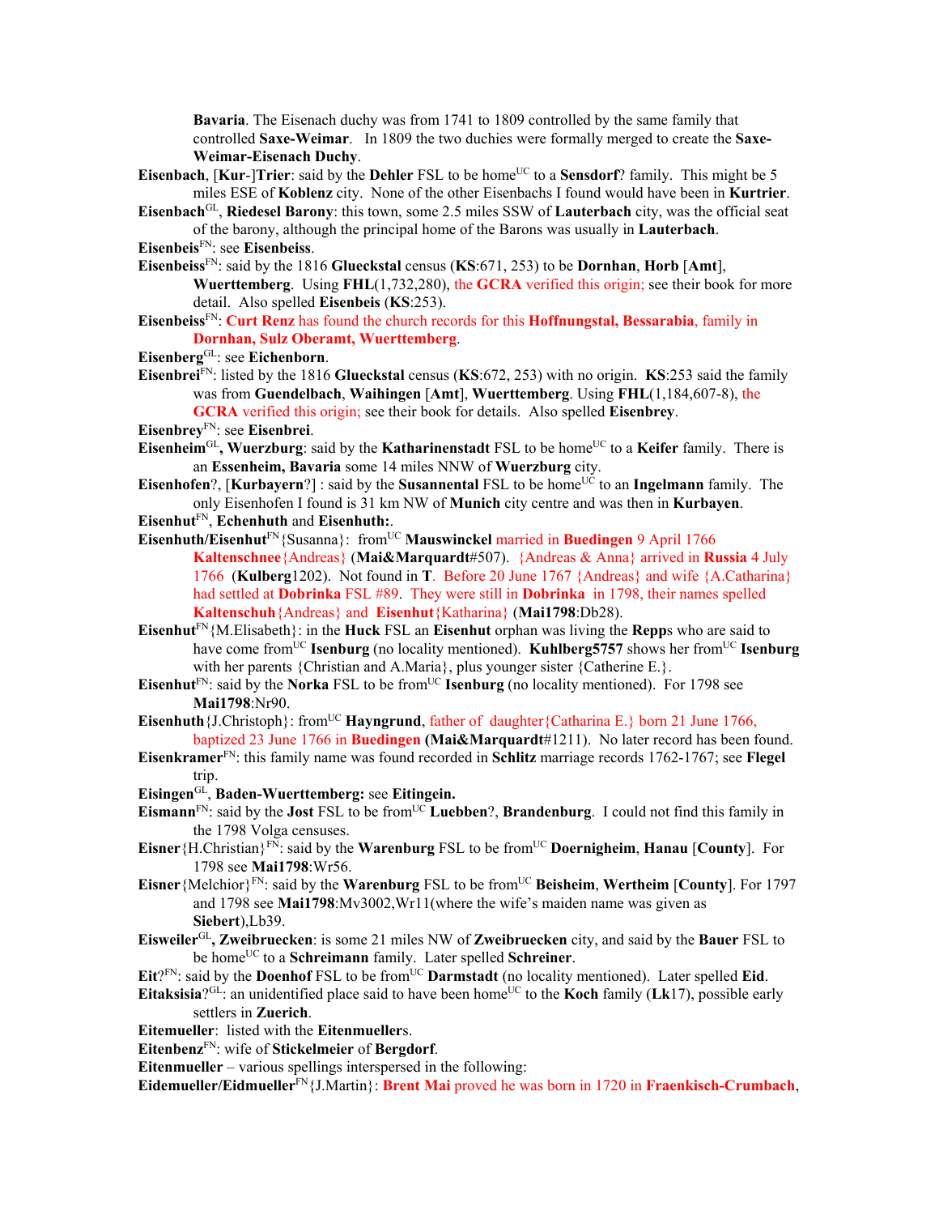**Bavaria**. The Eisenach duchy was from 1741 to 1809 controlled by the same family that controlled **Saxe-Weimar**. In 1809 the two duchies were formally merged to create the **Saxe-Weimar-Eisenach Duchy**.

**Eisenbach**, [**Kur**-]**Trier**: said by the **Dehler** FSL to be home[UC] to a **Sensdorf**? family. This might be 5 miles ESE of **Koblenz** city. None of the other Eisenbachs I found would have been in **Kurtrier**.

**Eisenbach**[GL], **Riedesel Barony**: this town, some 2.5 miles SSW of **Lauterbach** city, was the official seat of the barony, although the principal home of the Barons was usually in **Lauterbach**.

**Eisenbeis**[FN]: see **Eisenbeiss**.

**Eisenbeiss**[FN]: said by the 1816 **Glueckstal** census (**KS**:671, 253) to be **Dornhan**, **Horb** [**Amt**], **Wuerttemberg**. Using **FHL**(1,732,280), the **GCRA** verified this origin; see their book for more detail. Also spelled **Eisenbeis** (**KS**:253).

**Eisenbeiss**[FN]: **Curt Renz** has found the church records for this **Hoffnungstal, Bessarabia**, family in **Dornhan, Sulz Oberamt, Wuerttemberg**.

**Eisenberg**[GL]: see **Eichenborn**.

**Eisenbrei**[FN]: listed by the 1816 **Glueckstal** census (**KS**:672, 253) with no origin. **KS**:253 said the family was from **Guendelbach**, **Waihingen** [**Amt**], **Wuerttemberg**. Using **FHL**(1,184,607-8), the **GCRA** verified this origin; see their book for details. Also spelled **Eisenbrey**.

**Eisenbrey**[FN]: see **Eisenbrei**.

**Eisenheim**[GL]**, Wuerzburg**: said by the **Katharinenstadt** FSL to be home[UC] to a **Keifer** family. There is an **Essenheim, Bavaria** some 14 miles NNW of **Wuerzburg** city.

**Eisenhofen**?, [**Kurbayern**?] : said by the **Susannental** FSL to be home[UC] to an **Ingelmann** family. The only Eisenhofen I found is 31 km NW of **Munich** city centre and was then in **Kurbayen**.

**Eisenhut**[FN], **Echenhuth** and **Eisenhuth:**.

**Eisenhuth/Eisenhut**[FN]{Susanna}: from[UC] **Mauswinckel** married in **Buedingen** 9 April 1766 **Kaltenschnee**{Andreas} (**Mai&Marquardt**#507). {Andreas & Anna} arrived in **Russia** 4 July 1766 (**Kulberg**1202). Not found in **T**. Before 20 June 1767 {Andreas} and wife {A.Catharina} had settled at **Dobrinka** FSL #89. They were still in **Dobrinka** in 1798, their names spelled **Kaltenschuh**{Andreas} and **Eisenhut**{Katharina} (**Mai1798**:Db28).

**Eisenhut**[FN]{M.Elisabeth}: in the **Huck** FSL an **Eisenhut** orphan was living the **Repp**s who are said to have come from[UC] **Isenburg** (no locality mentioned). **Kuhlberg5757** shows her from[UC] **Isenburg** with her parents {Christian and A.Maria}, plus younger sister {Catherine E.}.

**Eisenhut**[FN]: said by the **Norka** FSL to be from[UC] **Isenburg** (no locality mentioned). For 1798 see **Mai1798**:Nr90.

**Eisenhuth**{J.Christoph}: from[UC] **Hayngrund**, father of daughter{Catharina E.} born 21 June 1766, baptized 23 June 1766 in **Buedingen** (**Mai&Marquardt**#1211). No later record has been found.

**Eisenkramer**[FN]: this family name was found recorded in **Schlitz** marriage records 1762-1767; see **Flegel** trip.

**Eisingen**[GL], **Baden-Wuerttemberg:** see **Eitingein.**

**Eismann**[FN]: said by the **Jost** FSL to be from[UC] **Luebben**?, **Brandenburg**. I could not find this family in the 1798 Volga censuses.

**Eisner**{H.Christian}[FN]: said by the **Warenburg** FSL to be from[UC] **Doernigheim**, **Hanau** [**County**]. For 1798 see **Mai1798**:Wr56.

**Eisner**{Melchior}[FN]: said by the **Warenburg** FSL to be from[UC] **Beisheim**, **Wertheim** [**County**]. For 1797 and 1798 see **Mai1798**:Mv3002,Wr11(where the wife's maiden name was given as **Siebert**),Lb39.

**Eisweiler**[GL]**, Zweibruecken**: is some 21 miles NW of **Zweibruecken** city, and said by the **Bauer** FSL to be home[UC] to a **Schreimann** family. Later spelled **Schreiner**.

**Eit**?[FN]: said by the **Doenhof** FSL to be from[UC] **Darmstadt** (no locality mentioned). Later spelled **Eid**.

**Eitaksisia**?[GL]: an unidentified place said to have been home[UC] to the **Koch** family (**Lk**17), possible early settlers in **Zuerich**.

**Eitemueller**: listed with the **Eitenmueller**s.

**Eitenbenz**[FN]: wife of **Stickelmeier** of **Bergdorf**.

**Eitenmueller** – various spellings interspersed in the following:

**Eidemueller/Eidmueller**[FN]{J.Martin}: **Brent Mai** proved he was born in 1720 in **Fraenkisch-Crumbach**,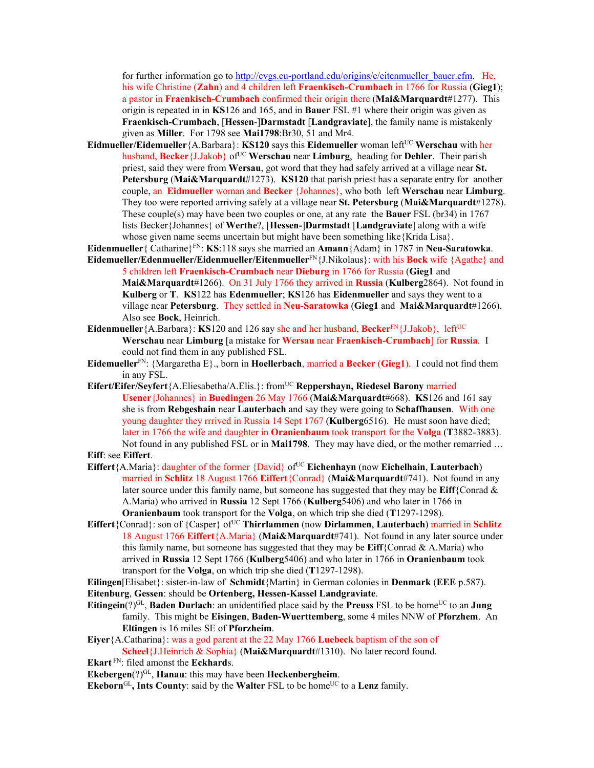for further information go to http://cvgs.cu-portland.edu/origins/e/eitenmueller_bauer.cfm. He, his wife Christine (**Zahn**) and 4 children left **Fraenkisch-Crumbach** in 1766 for Russia (**Gieg1**); a pastor in **Fraenkisch-Crumbach** confirmed their origin there (**Mai&Marquardt**#1277). This origin is repeated in in **KS**126 and 165, and in **Bauer** FSL #1 where their origin was given as **Fraenkisch-Crumbach**, [**Hessen**-]**Darmstadt** [**Landgraviate**], the family name is mistakenly given as **Miller**. For 1798 see **Mai1798**:Br30, 51 and Mr4.

**Eidmueller/Eidemueller**{A.Barbara}: **KS120** says this **Eidemueller** woman left[UC] **Werschau** with her husband, **Becker**{J.Jakob} of[UC] **Werschau** near **Limburg**, heading for **Dehler**. Their parish priest, said they were from **Wersau**, got word that they had safely arrived at a village near **St. Petersburg** (**Mai&Marquardt**#1273). **KS120** that parish priest has a separate entry for another couple, an **Eidmueller** woman and **Becker** {Johannes}, who both left **Werschau** near **Limburg**. They too were reported arriving safely at a village near **St. Petersburg** (**Mai&Marquardt**#1278). These couple(s) may have been two couples or one, at any rate the **Bauer** FSL (br34) in 1767 lists Becker{Johannes} of **Werthe**?, [**Hessen-**]**Darmstadt** [**Landgraviate**] along with a wife whose given name seems uncertain but might have been something like{Krida Lisa}.

**Eidenmueller**{ Catharine}[FN]: **KS**:118 says she married an **Amann**{Adam} in 1787 in **Neu-Saratowka**.

**Eidemueller/Edenmueller/Eidenmueller/Eitenmueller**[FN]{J.Nikolaus}: with his **Bock** wife {Agathe} and 5 children left **Fraenkisch-Crumbach** near **Dieburg** in 1766 for Russia (**Gieg1** and **Mai&Marquardt**#1266). On 31 July 1766 they arrived in **Russia** (**Kulberg**2864). Not found in **Kulberg** or **T**. **KS**122 has **Edenmueller**; **KS**126 has **Eidenmueller** and says they went to a village near **Petersburg**. They settled in **Neu-Saratowka** (**Gieg1** and **Mai&Marquardt**#1266). Also see **Bock**, Heinrich.

**Eidenmueller**{A.Barbara}: **KS**120 and 126 say she and her husband, **Becker**[FN]{J.Jakob}, left[UC] **Werschau** near **Limburg** [a mistake for **Wersau** near **Fraenkisch-Crumbach**] for **Russia**. I could not find them in any published FSL.

**Eidemueller**[FN]: {Margaretha E}., born in **Hoellerbach**, married a **Becker** (**Gieg1**). I could not find them in any FSL.

**Eifert/Eifer/Seyfert**{A.Eliesabetha/A.Elis.}: from[UC] **Reppershayn, Riedesel Barony** married **Usener**{Johannes} in **Buedingen** 26 May 1766 (**Mai&Marquardt**#668). **KS**126 and 161 say she is from **Rebgeshain** near **Lauterbach** and say they were going to **Schaffhausen**. With one young daughter they rrrived in Russia 14 Sept 1767 (**Kulberg**6516). He must soon have died; later in 1766 the wife and daughter in **Oranienbaum** took transport for the **Volga** (**T**3882-3883). Not found in any published FSL or in **Mai1798**. They may have died, or the mother remarried …

**Eiff**: see **Eiffert**.

**Eiffert**{A.Maria}: daughter of the former {David} of[UC] **Eichenhayn** (now **Eichelhain**, **Lauterbach**) married in **Schlitz** 18 August 1766 **Eiffert**{Conrad} (**Mai&Marquardt**#741). Not found in any later source under this family name, but someone has suggested that they may be **Eiff**{Conrad & A.Maria) who arrived in **Russia** 12 Sept 1766 (**Kulberg**5406) and who later in 1766 in **Oranienbaum** took transport for the **Volga**, on which trip she died (**T**1297-1298).

**Eiffert**{Conrad}: son of {Casper} of[UC] **Thirrlammen** (now **Dirlammen**, **Lauterbach**) married in **Schlitz** 18 August 1766 **Eiffert**{A.Maria} (**Mai&Marquardt**#741). Not found in any later source under this family name, but someone has suggested that they may be **Eiff**{Conrad & A.Maria) who arrived in **Russia** 12 Sept 1766 (**Kulberg**5406) and who later in 1766 in **Oranienbaum** took transport for the **Volga**, on which trip she died (**T**1297-1298).

**Eilingen**[Elisabet}: sister-in-law of **Schmidt**{Martin} in German colonies in **Denmark** (**EEE** p.587).

**Eitenburg**, **Gessen**: should be **Ortenberg, Hessen-Kassel Landgraviate**.

**Eitingein**(?)[GL], **Baden Durlach**: an unidentified place said by the **Preuss** FSL to be home[UC] to an **Jung** family. This might be **Eisingen**, **Baden-Wuerttemberg**, some 4 miles NNW of **Pforzhem**. An **Eltingen** is 16 miles SE of **Pforzheim**.

**Eiyer**{A.Catharina}: was a god parent at the 22 May 1766 **Luebeck** baptism of the son of **Scheel**{J.Heinrich & Sophia} (**Mai&Marquardt**#1310). No later record found.

**Ekart** [FN]: filed amonst the **Eckhard**s.

**Ekebergen**(?)[GL], **Hanau**: this may have been **Heckenbergheim**.

**Ekeborn**[GL]**, Ints County**: said by the **Walter** FSL to be home[UC] to a **Lenz** family.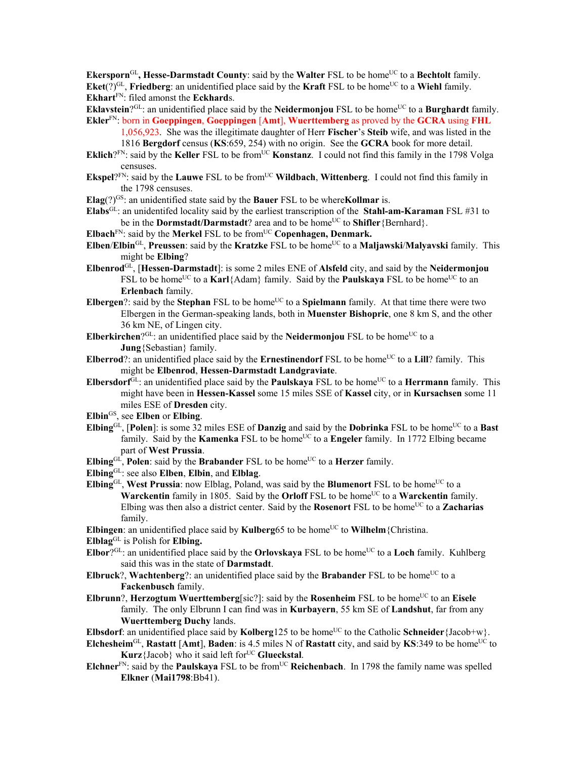**Ekersporn**[GL]**, Hesse-Darmstadt County**: said by the **Walter** FSL to be home[UC] to a **Bechtolt** family.

**Eket**(?)[GL], **Friedberg**: an unidentified place said by the **Kraft** FSL to be home[UC] to a **Wiehl** family.

**Ekhart**[FN]: filed amonst the **Eckhard**s.

**Eklavstein**?[GL]: an unidentified place said by the **Neidermonjou** FSL to be home[UC] to a **Burghardt** family.

**Ekler**[FN]: born in **Goeppingen**, **Goeppingen** [**Amt**], **Wuerttemberg** as proved by the **GCRA** using **FHL** 1,056,923. She was the illegitimate daughter of Herr **Fischer**'s **Steib** wife, and was listed in the 1816 **Bergdorf** census (**KS**:659, 254) with no origin. See the **GCRA** book for more detail.

**Eklich**?[FN]: said by the **Keller** FSL to be from[UC] **Konstanz**. I could not find this family in the 1798 Volga censuses.

**Ekspel**?[FN]: said by the **Lauwe** FSL to be from[UC] **Wildbach**, **Wittenberg**. I could not find this family in the 1798 censuses.

**Elag**(?)[GS]: an unidentified state said by the **Bauer** FSL to be where**Kollmar** is.

**Elabs**[GL]: an unidentifed locality said by the earliest transcription of the **Stahl-am-Karaman** FSL #31 to be in the **Dormstadt/Darmstadt**? area and to be home[UC] to **Shifler**{Bernhard}.

**Elbach**[FN]: said by the **Merkel** FSL to be from[UC] **Copenhagen, Denmark.**

**Elben**/**Elbin**[GL], **Preussen**: said by the **Kratzke** FSL to be home[UC] to a **Maljawski**/**Malyavski** family. This might be **Elbing**?

**Elbenrod**[GL], [**Hessen-Darmstadt**]: is some 2 miles ENE of **Alsfeld** city, and said by the **Neidermonjou** FSL to be home[UC] to a **Karl**{Adam} family. Said by the **Paulskaya** FSL to be home[UC] to an **Erlenbach** family.

**Elbergen**?: said by the **Stephan** FSL to be home[UC] to a **Spielmann** family. At that time there were two Elbergen in the German-speaking lands, both in **Muenster Bishopric**, one 8 km S, and the other 36 km NE, of Lingen city.

**Elberkirchen**?[GL]: an unidentified place said by the **Neidermonjou** FSL to be home[UC] to a **Jung**{Sebastian} family.

**Elberrod**?: an unidentified place said by the **Ernestinendorf** FSL to be home[UC] to a **Lill**? family. This might be **Elbenrod**, **Hessen-Darmstadt Landgraviate**.

**Elbersdorf**[GL]: an unidentified place said by the **Paulskaya** FSL to be home[UC] to a **Herrmann** family. This might have been in **Hessen-Kassel** some 15 miles SSE of **Kassel** city, or in **Kursachsen** some 11 miles ESE of **Dresden** city.

**Elbin**[GS], see **Elben** or **Elbing**.

**Elbing**[GL], [**Polen**]: is some 32 miles ESE of **Danzig** and said by the **Dobrinka** FSL to be home[UC] to a **Bast** family. Said by the **Kamenka** FSL to be home[UC] to a **Engeler** family. In 1772 Elbing became part of **West Prussia**.

**Elbing**[GL], **Polen**: said by the **Brabander** FSL to be home[UC] to a **Herzer** family.

**Elbing**[GL]: see also **Elben**, **Elbin**, and **Elblag**.

**Elbing**[GL], **West Prussia**: now Elblag, Poland, was said by the **Blumenort** FSL to be home[UC] to a **Warckentin** family in 1805. Said by the **Orloff** FSL to be home[UC] to a **Warckentin** family. Elbing was then also a district center. Said by the **Rosenort** FSL to be home[UC] to a **Zacharias** family.

**Elbingen**: an unidentified place said by **Kulberg**65 to be home[UC] to **Wilhelm**{Christina.

**Elblag**[GL] is Polish for **Elbing.**

**Elbor**?[GL]: an unidentified place said by the **Orlovskaya** FSL to be home[UC] to a **Loch** family. Kuhlberg said this was in the state of **Darmstadt**.

**Elbruck**?, **Wachtenberg**?: an unidentified place said by the **Brabander** FSL to be home[UC] to a **Fackenbusch** family.

**Elbrunn**?, **Herzogtum Wuerttemberg**[sic?]: said by the **Rosenheim** FSL to be home[UC] to an **Eisele** family. The only Elbrunn I can find was in **Kurbayern**, 55 km SE of **Landshut**, far from any **Wuerttemberg Duchy** lands.

**Elbsdorf**: an unidentified place said by **Kolberg**125 to be home[UC] to the Catholic **Schneider**{Jacob+w}.

**Elchesheim**[GL], **Rastatt** [**Amt**], **Baden**: is 4.5 miles N of **Rastatt** city, and said by **KS**:349 to be home[UC] to **Kurz**{Jacob} who it said left for[UC] **Glueckstal**.

**Elchner**[FN]: said by the **Paulskaya** FSL to be from[UC] **Reichenbach**. In 1798 the family name was spelled **Elkner** (**Mai1798**:Bb41).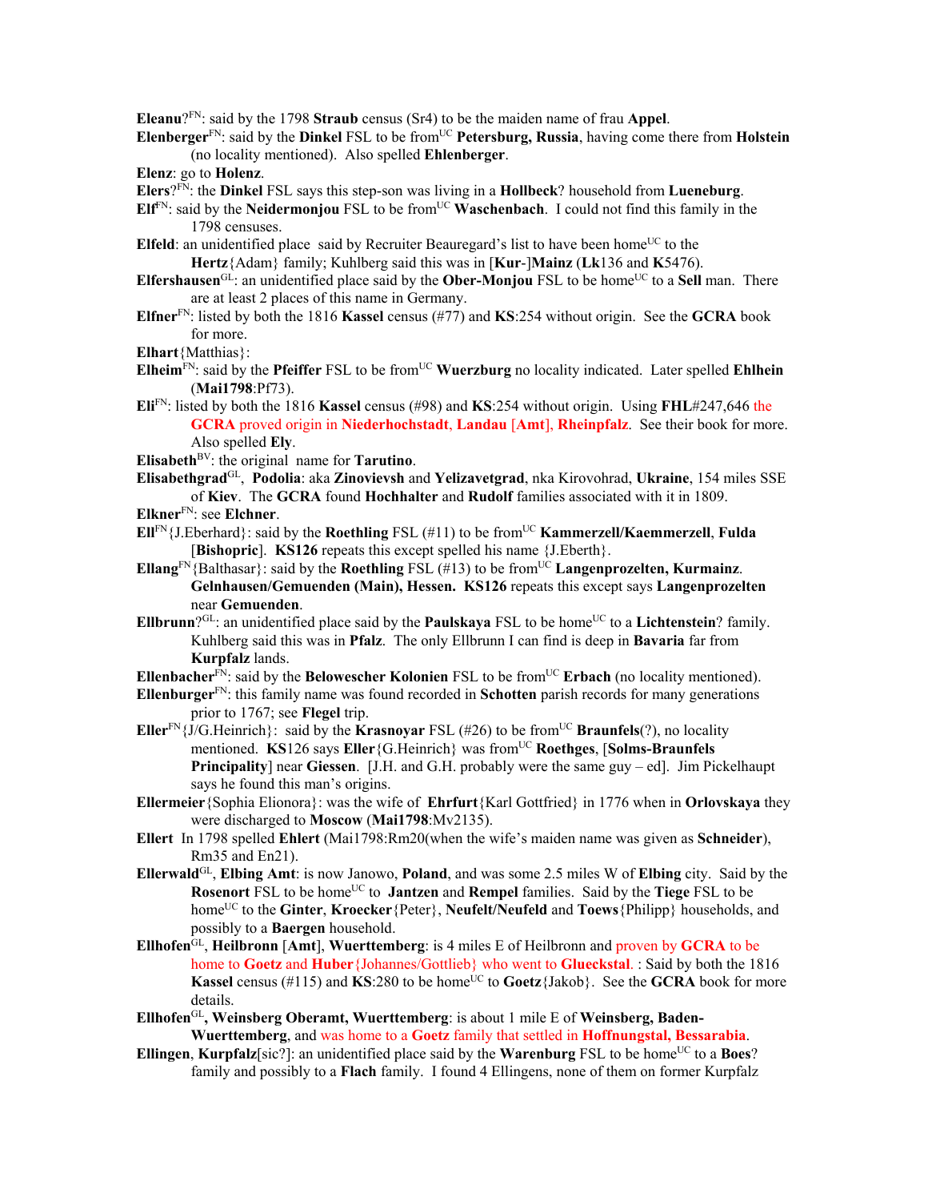**Eleanu**?[FN]: said by the 1798 **Straub** census (Sr4) to be the maiden name of frau **Appel**.

**Elenberger**[FN]: said by the **Dinkel** FSL to be from[UC] **Petersburg, Russia**, having come there from **Holstein** (no locality mentioned). Also spelled **Ehlenberger**.

**Elenz**: go to **Holenz**.

**Elers**?[FN]: the **Dinkel** FSL says this step-son was living in a **Hollbeck**? household from **Lueneburg**.

**Elf**[FN]: said by the **Neidermonjou** FSL to be from[UC] **Waschenbach**. I could not find this family in the 1798 censuses.

**Elfeld**: an unidentified place said by Recruiter Beauregard's list to have been home[UC] to the **Hertz**{Adam} family; Kuhlberg said this was in [**Kur**-]**Mainz** (**Lk**136 and **K**5476).

**Elfershausen**[GL]: an unidentified place said by the **Ober-Monjou** FSL to be home[UC] to a **Sell** man. There are at least 2 places of this name in Germany.

**Elfner**[FN]: listed by both the 1816 **Kassel** census (#77) and **KS**:254 without origin. See the **GCRA** book for more.

**Elhart**{Matthias}:

**Elheim**[FN]: said by the **Pfeiffer** FSL to be from[UC] **Wuerzburg** no locality indicated. Later spelled **Ehlhein** (**Mai1798**:Pf73).

**Eli**[FN]: listed by both the 1816 **Kassel** census (#98) and **KS**:254 without origin. Using **FHL**#247,646 the **GCRA** proved origin in **Niederhochstadt**, **Landau** [**Amt**], **Rheinpfalz**. See their book for more. Also spelled **Ely**.

**Elisabeth**[BV]: the original name for **Tarutino**.

**Elisabethgrad**[GL], **Podolia**: aka **Zinovievsh** and **Yelizavetgrad**, nka Kirovohrad, **Ukraine**, 154 miles SSE of **Kiev**. The **GCRA** found **Hochhalter** and **Rudolf** families associated with it in 1809.

**Elkner**[FN]: see **Elchner**.

**Ell**[FN]{J.Eberhard}: said by the **Roethling** FSL (#11) to be from[UC] **Kammerzell/Kaemmerzell**, **Fulda** [**Bishopric**]. **KS126** repeats this except spelled his name {J.Eberth}.

**Ellang**[FN]{Balthasar}: said by the **Roethling** FSL (#13) to be from[UC] **Langenprozelten, Kurmainz**. **Gelnhausen/Gemuenden (Main), Hessen.** **KS126** repeats this except says **Langenprozelten** near **Gemuenden**.

**Ellbrunn**?[GL]: an unidentified place said by the **Paulskaya** FSL to be home[UC] to a **Lichtenstein**? family. Kuhlberg said this was in **Pfalz**. The only Ellbrunn I can find is deep in **Bavaria** far from **Kurpfalz** lands.

**Ellenbacher**[FN]: said by the **Belowescher Kolonien** FSL to be from[UC] **Erbach** (no locality mentioned).

**Ellenburger**[FN]: this family name was found recorded in **Schotten** parish records for many generations prior to 1767; see **Flegel** trip.

**Eller**[FN]{J/G.Heinrich}: said by the **Krasnoyar** FSL (#26) to be from[UC] **Braunfels**(?), no locality mentioned. **KS**126 says **Eller**{G.Heinrich} was from[UC] **Roethges**, [**Solms-Braunfels Principality**] near **Giessen**. [J.H. and G.H. probably were the same guy – ed]. Jim Pickelhaupt says he found this man's origins.

**Ellermeier**{Sophia Elionora}: was the wife of **Ehrfurt**{Karl Gottfried} in 1776 when in **Orlovskaya** they were discharged to **Moscow** (**Mai1798**:Mv2135).

**Ellert** In 1798 spelled **Ehlert** (Mai1798:Rm20(when the wife's maiden name was given as **Schneider**), Rm35 and En21).

**Ellerwald**[GL], **Elbing Amt**: is now Janowo, **Poland**, and was some 2.5 miles W of **Elbing** city. Said by the **Rosenort** FSL to be home[UC] to **Jantzen** and **Rempel** families. Said by the **Tiege** FSL to be home[UC] to the **Ginter**, **Kroecker**{Peter}, **Neufelt/Neufeld** and **Toews**{Philipp} households, and possibly to a **Baergen** household.

**Ellhofen**[GL], **Heilbronn** [**Amt**], **Wuerttemberg**: is 4 miles E of Heilbronn and proven by **GCRA** to be home to **Goetz** and **Huber**{Johannes/Gottlieb} who went to **Glueckstal**. : Said by both the 1816 **Kassel** census (#115) and **KS**:280 to be home[UC] to **Goetz**{Jakob}. See the **GCRA** book for more details.

**Ellhofen**[GL], **Weinsberg Oberamt, Wuerttemberg**: is about 1 mile E of **Weinsberg, Baden-Wuerttemberg**, and was home to a **Goetz** family that settled in **Hoffnungstal, Bessarabia**.

**Ellingen**, **Kurpfalz**[sic?]: an unidentified place said by the **Warenburg** FSL to be home[UC] to a **Boes**? family and possibly to a **Flach** family. I found 4 Ellingens, none of them on former Kurpfalz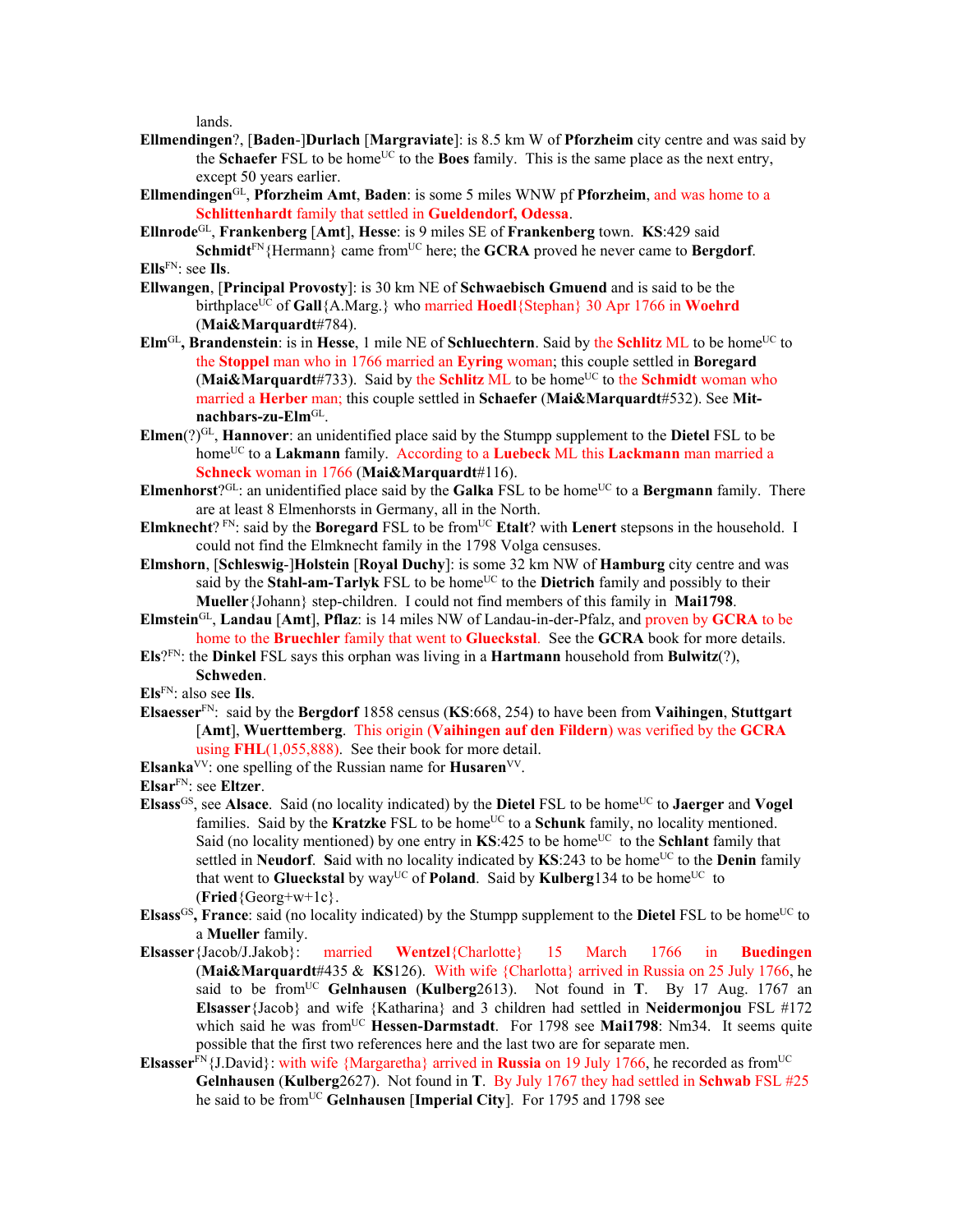lands.

**Ellmendingen**?, [**Baden**-]**Durlach** [**Margraviate**]: is 8.5 km W of **Pforzheim** city centre and was said by the **Schaefer** FSL to be home[UC] to the **Boes** family. This is the same place as the next entry, except 50 years earlier.

**Ellmendingen**[GL], **Pforzheim Amt**, **Baden**: is some 5 miles WNW pf **Pforzheim**, and was home to a **Schlittenhardt** family that settled in **Gueldendorf, Odessa**.

**Ellnrode**[GL], **Frankenberg** [**Amt**], **Hesse**: is 9 miles SE of **Frankenberg** town. **KS**:429 said **Schmidt**[FN]{Hermann} came from[UC] here; the **GCRA** proved he never came to **Bergdorf**.

**Ells**[FN]: see **Ils**.

**Ellwangen**, [**Principal Provosty**]: is 30 km NE of **Schwaebisch Gmuend** and is said to be the birthplace[UC] of **Gall**{A.Marg.} who married **Hoedl**{Stephan} 30 Apr 1766 in **Woehrd** (**Mai&Marquardt**#784).

**Elm**[GL]**, Brandenstein**: is in **Hesse**, 1 mile NE of **Schluechtern**. Said by the **Schlitz** ML to be home[UC] to the **Stoppel** man who in 1766 married an **Eyring** woman; this couple settled in **Boregard** (**Mai&Marquardt**#733). Said by the **Schlitz** ML to be home[UC] to the **Schmidt** woman who married a **Herber** man; this couple settled in **Schaefer** (**Mai&Marquardt**#532). See **Mit-nachbars-zu-Elm**[GL].

**Elmen**(?)[GL], **Hannover**: an unidentified place said by the Stumpp supplement to the **Dietel** FSL to be home[UC] to a **Lakmann** family. According to a **Luebeck** ML this **Lackmann** man married a **Schneck** woman in 1766 (**Mai&Marquardt**#116).

**Elmenhorst**?[GL]: an unidentified place said by the **Galka** FSL to be home[UC] to a **Bergmann** family. There are at least 8 Elmenhorsts in Germany, all in the North.

**Elmknecht**? [FN]: said by the **Boregard** FSL to be from[UC] **Etalt**? with **Lenert** stepsons in the household. I could not find the Elmknecht family in the 1798 Volga censuses.

**Elmshorn**, [**Schleswig**-]**Holstein** [**Royal Duchy**]: is some 32 km NW of **Hamburg** city centre and was said by the **Stahl-am-Tarlyk** FSL to be home[UC] to the **Dietrich** family and possibly to their **Mueller**{Johann} step-children. I could not find members of this family in **Mai1798**.

**Elmstein**[GL], **Landau** [**Amt**], **Pflaz**: is 14 miles NW of Landau-in-der-Pfalz, and proven by **GCRA** to be home to the **Bruechler** family that went to **Glueckstal**. See the **GCRA** book for more details.

**Els**?[FN]: the **Dinkel** FSL says this orphan was living in a **Hartmann** household from **Bulwitz**(?), **Schweden**.

**Els**[FN]: also see **Ils**.

**Elsaesser**[FN]: said by the **Bergdorf** 1858 census (**KS**:668, 254) to have been from **Vaihingen**, **Stuttgart** [**Amt**], **Wuerttemberg**. This origin (**Vaihingen auf den Fildern**) was verified by the **GCRA** using **FHL**(1,055,888). See their book for more detail.

**Elsanka**[VV]: one spelling of the Russian name for **Husaren**[VV].

**Elsar**[FN]: see **Eltzer**.

**Elsass**[GS], see **Alsace**. Said (no locality indicated) by the **Dietel** FSL to be home[UC] to **Jaerger** and **Vogel** families. Said by the **Kratzke** FSL to be home[UC] to a **Schunk** family, no locality mentioned. Said (no locality mentioned) by one entry in **KS**:425 to be home[UC] to the **Schlant** family that settled in **Neudorf**. Said with no locality indicated by **KS**:243 to be home[UC] to the **Denin** family that went to **Glueckstal** by way[UC] of **Poland**. Said by **Kulberg**134 to be home[UC] to (**Fried**{Georg+w+1c}.

**Elsass**[GS]**, France**: said (no locality indicated) by the Stumpp supplement to the **Dietel** FSL to be home[UC] to a **Mueller** family.

**Elsasser**{Jacob/J.Jakob}: married **Wentzel**{Charlotte} 15 March 1766 in **Buedingen** (**Mai&Marquardt**#435 & **KS**126). With wife {Charlotta} arrived in Russia on 25 July 1766, he said to be from[UC] **Gelnhausen** (**Kulberg**2613). Not found in **T**. By 17 Aug. 1767 an **Elsasser**{Jacob} and wife {Katharina} and 3 children had settled in **Neidermonjou** FSL #172 which said he was from[UC] **Hessen-Darmstadt**. For 1798 see **Mai1798**: Nm34. It seems quite possible that the first two references here and the last two are for separate men.

**Elsasser**[FN]{J.David}: with wife {Margaretha} arrived in **Russia** on 19 July 1766, he recorded as from[UC] **Gelnhausen** (**Kulberg**2627). Not found in **T**. By July 1767 they had settled in **Schwab** FSL #25 he said to be from[UC] **Gelnhausen** [**Imperial City**]. For 1795 and 1798 see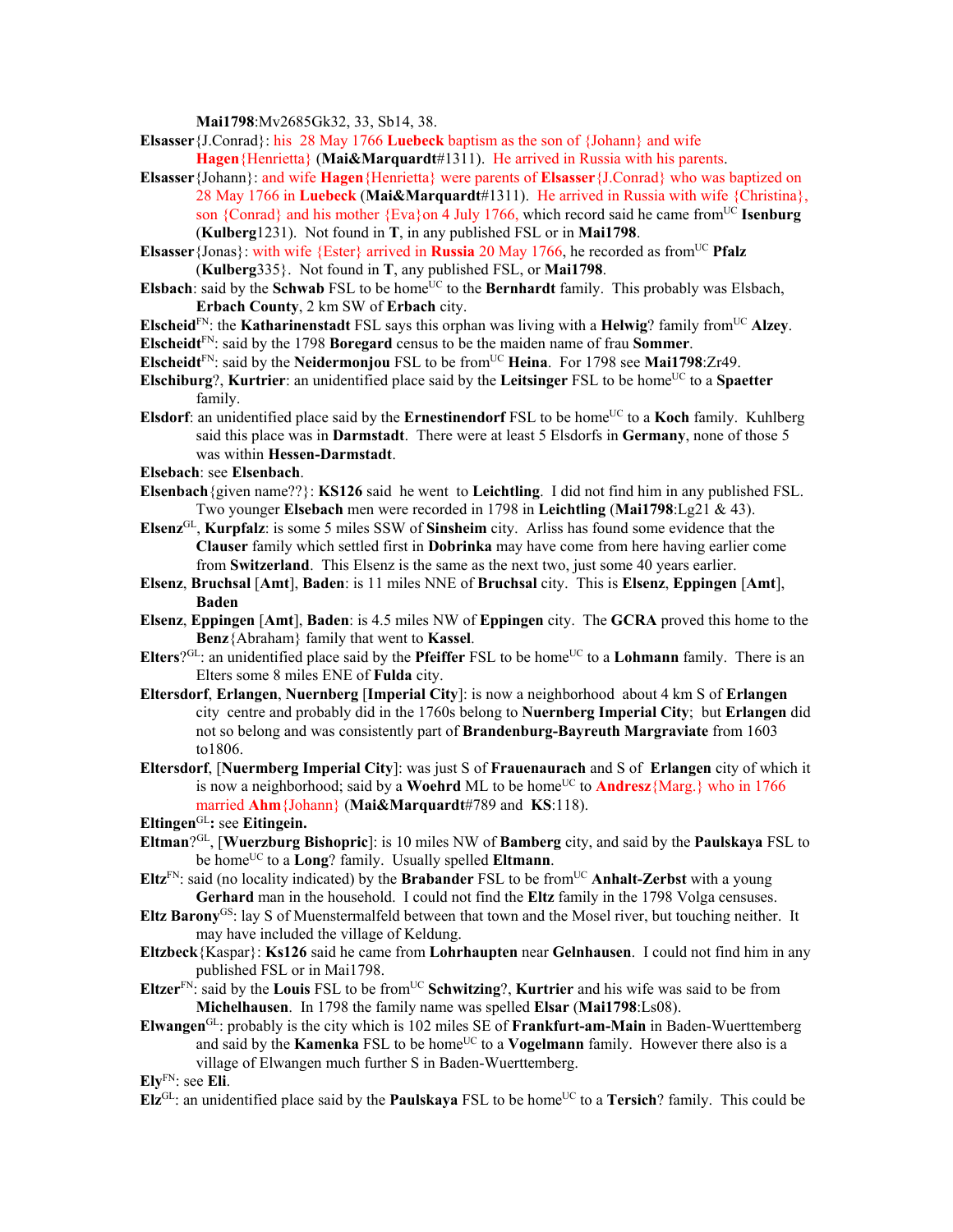**Mai1798**:Mv2685Gk32, 33, Sb14, 38.

**Elsasser**{J.Conrad}: his 28 May 1766 **Luebeck** baptism as the son of {Johann} and wife **Hagen**{Henrietta} (**Mai&Marquardt**#1311). He arrived in Russia with his parents.

**Elsasser**{Johann}: and wife **Hagen**{Henrietta} were parents of **Elsasser**{J.Conrad} who was baptized on 28 May 1766 in **Luebeck** (**Mai&Marquardt**#1311). He arrived in Russia with wife {Christina}, son {Conrad} and his mother {Eva}on 4 July 1766, which record said he came from[UC] **Isenburg** (**Kulberg**1231). Not found in **T**, in any published FSL or in **Mai1798**.

**Elsasser**{Jonas}: with wife {Ester} arrived in **Russia** 20 May 1766, he recorded as from[UC] **Pfalz** (**Kulberg**335}. Not found in **T**, any published FSL, or **Mai1798**.

**Elsbach**: said by the **Schwab** FSL to be home[UC] to the **Bernhardt** family. This probably was Elsbach, **Erbach County**, 2 km SW of **Erbach** city.

**Elscheid**[FN]: the **Katharinenstadt** FSL says this orphan was living with a **Helwig**? family from[UC] **Alzey**.

**Elscheidt**[FN]: said by the 1798 **Boregard** census to be the maiden name of frau **Sommer**.

**Elscheidt**[FN]: said by the **Neidermonjou** FSL to be from[UC] **Heina**. For 1798 see **Mai1798**:Zr49.

**Elschiburg**?, **Kurtrier**: an unidentified place said by the **Leitsinger** FSL to be home[UC] to a **Spaetter** family.

**Elsdorf**: an unidentified place said by the **Ernestinendorf** FSL to be home[UC] to a **Koch** family. Kuhlberg said this place was in **Darmstadt**. There were at least 5 Elsdorfs in **Germany**, none of those 5 was within **Hessen-Darmstadt**.

**Elsebach**: see **Elsenbach**.

**Elsenbach**{given name??}: **KS126** said he went to **Leichtling**. I did not find him in any published FSL. Two younger **Elsebach** men were recorded in 1798 in **Leichtling** (**Mai1798**:Lg21 & 43).

**Elsenz**[GL], **Kurpfalz**: is some 5 miles SSW of **Sinsheim** city. Arliss has found some evidence that the **Clauser** family which settled first in **Dobrinka** may have come from here having earlier come from **Switzerland**. This Elsenz is the same as the next two, just some 40 years earlier.

**Elsenz**, **Bruchsal** [**Amt**], **Baden**: is 11 miles NNE of **Bruchsal** city. This is **Elsenz**, **Eppingen** [**Amt**], **Baden**

**Elsenz**, **Eppingen** [**Amt**], **Baden**: is 4.5 miles NW of **Eppingen** city. The **GCRA** proved this home to the **Benz**{Abraham} family that went to **Kassel**.

**Elters**?[GL]: an unidentified place said by the **Pfeiffer** FSL to be home[UC] to a **Lohmann** family. There is an Elters some 8 miles ENE of **Fulda** city.

**Eltersdorf**, **Erlangen**, **Nuernberg** [**Imperial City**]: is now a neighborhood about 4 km S of **Erlangen** city centre and probably did in the 1760s belong to **Nuernberg Imperial City**; but **Erlangen** did not so belong and was consistently part of **Brandenburg-Bayreuth Margraviate** from 1603 to1806.

**Eltersdorf**, [**Nuermberg Imperial City**]: was just S of **Frauenaurach** and S of **Erlangen** city of which it is now a neighborhood; said by a **Woehrd** ML to be home[UC] to **Andresz**{Marg.} who in 1766 married **Ahm**{Johann} (**Mai&Marquardt**#789 and **KS**:118).

**Eltingen**[GL]**:** see **Eitingein.**

**Eltman**?[GL], [**Wuerzburg Bishopric**]: is 10 miles NW of **Bamberg** city, and said by the **Paulskaya** FSL to be home[UC] to a **Long**? family. Usually spelled **Eltmann**.

**Eltz**[FN]: said (no locality indicated) by the **Brabander** FSL to be from[UC] **Anhalt-Zerbst** with a young **Gerhard** man in the household. I could not find the **Eltz** family in the 1798 Volga censuses.

**Eltz Barony**[GS]: lay S of Muenstermalfeld between that town and the Mosel river, but touching neither. It may have included the village of Keldung.

**Eltzbeck**{Kaspar}: **Ks126** said he came from **Lohrhaupten** near **Gelnhausen**. I could not find him in any published FSL or in Mai1798.

**Eltzer**[FN]: said by the **Louis** FSL to be from[UC] **Schwitzing**?, **Kurtrier** and his wife was said to be from **Michelhausen**. In 1798 the family name was spelled **Elsar** (**Mai1798**:Ls08).

**Elwangen**[GL]: probably is the city which is 102 miles SE of **Frankfurt-am-Main** in Baden-Wuerttemberg and said by the **Kamenka** FSL to be home[UC] to a **Vogelmann** family. However there also is a village of Elwangen much further S in Baden-Wuerttemberg.

**Ely**[FN]: see **Eli**.

**Elz**[GL]: an unidentified place said by the **Paulskaya** FSL to be home[UC] to a **Tersich**? family. This could be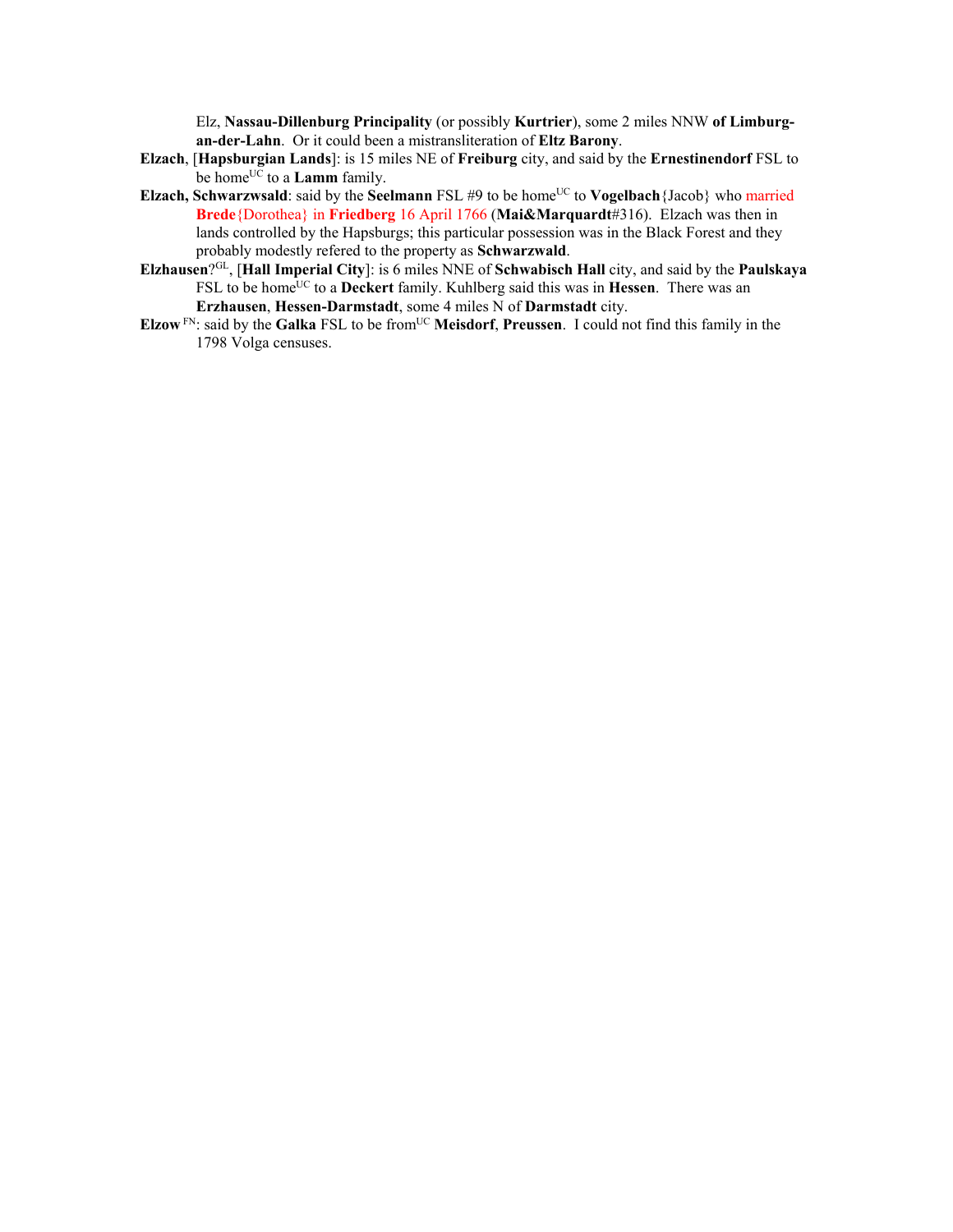Elz, **Nassau-Dillenburg Principality** (or possibly **Kurtrier**), some 2 miles NNW **of Limburg-an-der-Lahn**. Or it could been a mistransliteration of **Eltz Barony**.

**Elzach**, [**Hapsburgian Lands**]: is 15 miles NE of **Freiburg** city, and said by the **Ernestinendorf** FSL to be home[UC] to a **Lamm** family.

**Elzach, Schwarzwsald**: said by the **Seelmann** FSL #9 to be home[UC] to **Vogelbach**{Jacob} who married **Brede**{Dorothea} in **Friedberg** 16 April 1766 (**Mai&Marquardt**#316). Elzach was then in lands controlled by the Hapsburgs; this particular possession was in the Black Forest and they probably modestly refered to the property as **Schwarzwald**.

**Elzhausen**?[GL], [**Hall Imperial City**]: is 6 miles NNE of **Schwabisch Hall** city, and said by the **Paulskaya** FSL to be home[UC] to a **Deckert** family. Kuhlberg said this was in **Hessen**. There was an **Erzhausen**, **Hessen-Darmstadt**, some 4 miles N of **Darmstadt** city.

**Elzow** [FN]: said by the **Galka** FSL to be from[UC] **Meisdorf**, **Preussen**. I could not find this family in the 1798 Volga censuses.